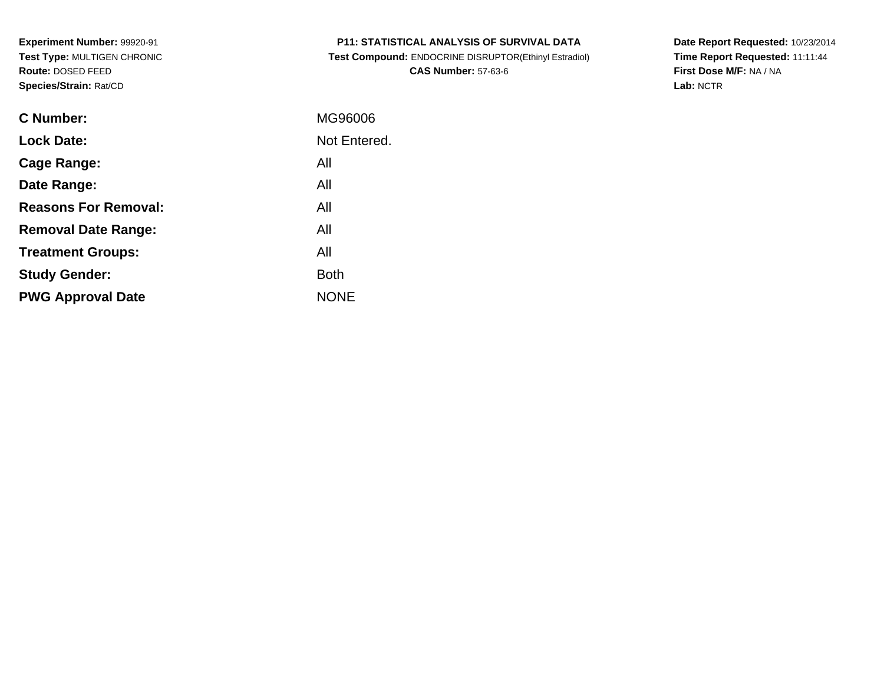**Experiment Number:** 99920-91
**Test Type:** MULTIGEN CHRONIC
**Route:** DOSED FEED
**Species/Strain:** Rat/CD

**P11: STATISTICAL ANALYSIS OF SURVIVAL DATA**
**Test Compound:** ENDOCRINE DISRUPTOR(Ethinyl Estradiol)
**CAS Number:** 57-63-6

**Date Report Requested:** 10/23/2014
**Time Report Requested:** 11:11:44
**First Dose M/F:** NA / NA
**Lab:** NCTR

| | |
|---|---|
| **C Number:** | MG96006 |
| **Lock Date:** | Not Entered. |
| **Cage Range:** | All |
| **Date Range:** | All |
| **Reasons For Removal:** | All |
| **Removal Date Range:** | All |
| **Treatment Groups:** | All |
| **Study Gender:** | Both |
| **PWG Approval Date** | NONE |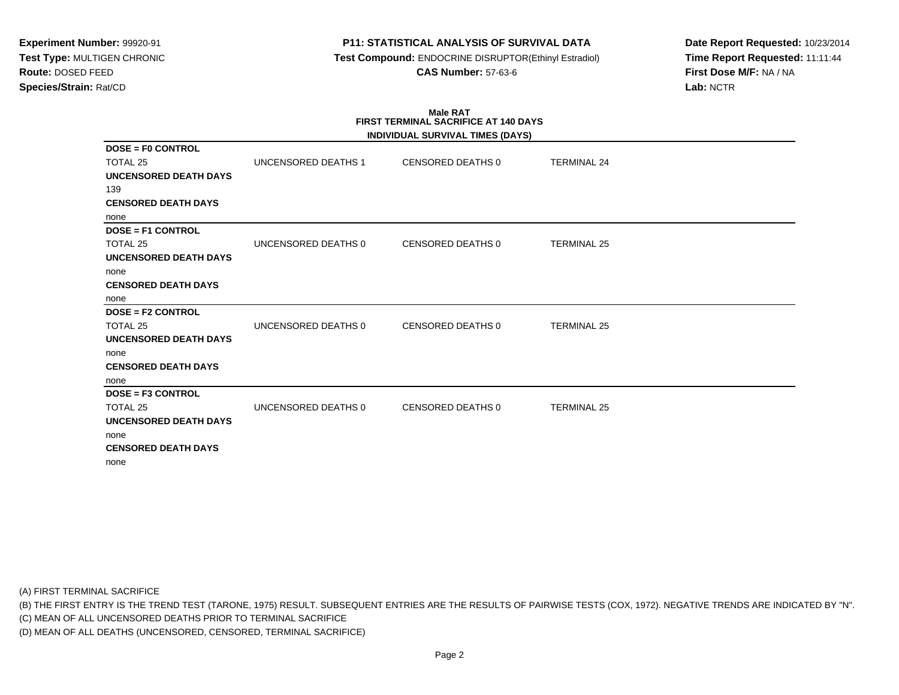**Experiment Number:** 99920-91
**Test Type:** MULTIGEN CHRONIC
**Route:** DOSED FEED
**Species/Strain:** Rat/CD

**P11: STATISTICAL ANALYSIS OF SURVIVAL DATA**
**Test Compound:** ENDOCRINE DISRUPTOR(Ethinyl Estradiol)
**CAS Number:** 57-63-6

**Date Report Requested:** 10/23/2014
**Time Report Requested:** 11:11:44
**First Dose M/F:** NA / NA
**Lab:** NCTR

**Male RAT**
**FIRST TERMINAL SACRIFICE AT 140 DAYS**
**INDIVIDUAL SURVIVAL TIMES (DAYS)**

**DOSE = F0 CONTROL**

TOTAL 25 | UNCENSORED DEATHS 1 | CENSORED DEATHS 0 | TERMINAL 24

**UNCENSORED DEATH DAYS**

139

**CENSORED DEATH DAYS**

none

**DOSE = F1 CONTROL**

TOTAL 25 | UNCENSORED DEATHS 0 | CENSORED DEATHS 0 | TERMINAL 25

**UNCENSORED DEATH DAYS**

none

**CENSORED DEATH DAYS**

none

**DOSE = F2 CONTROL**

TOTAL 25 | UNCENSORED DEATHS 0 | CENSORED DEATHS 0 | TERMINAL 25

**UNCENSORED DEATH DAYS**

none

**CENSORED DEATH DAYS**

none

**DOSE = F3 CONTROL**

TOTAL 25 | UNCENSORED DEATHS 0 | CENSORED DEATHS 0 | TERMINAL 25

**UNCENSORED DEATH DAYS**

none

**CENSORED DEATH DAYS**

none

(A) FIRST TERMINAL SACRIFICE
(B) THE FIRST ENTRY IS THE TREND TEST (TARONE, 1975) RESULT. SUBSEQUENT ENTRIES ARE THE RESULTS OF PAIRWISE TESTS (COX, 1972). NEGATIVE TRENDS ARE INDICATED BY "N".
(C) MEAN OF ALL UNCENSORED DEATHS PRIOR TO TERMINAL SACRIFICE
(D) MEAN OF ALL DEATHS (UNCENSORED, CENSORED, TERMINAL SACRIFICE)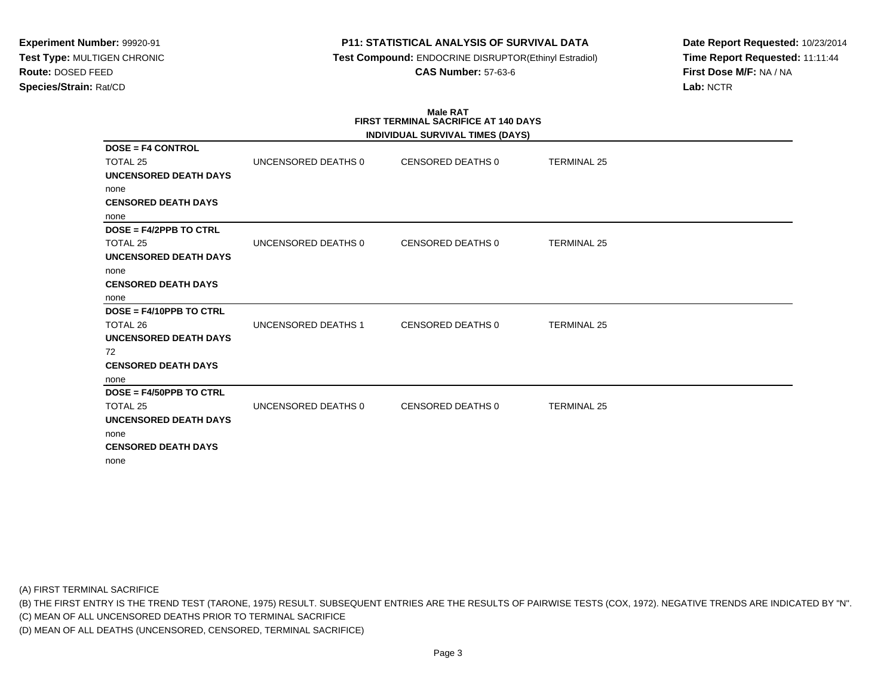**Experiment Number:** 99920-91
**Test Type:** MULTIGEN CHRONIC
**Route:** DOSED FEED
**Species/Strain:** Rat/CD

**P11: STATISTICAL ANALYSIS OF SURVIVAL DATA**
**Test Compound:** ENDOCRINE DISRUPTOR(Ethinyl Estradiol)
**CAS Number:** 57-63-6

**Date Report Requested:** 10/23/2014
**Time Report Requested:** 11:11:44
**First Dose M/F:** NA / NA
**Lab:** NCTR

**Male RAT**
**FIRST TERMINAL SACRIFICE AT 140 DAYS**
**INDIVIDUAL SURVIVAL TIMES (DAYS)**

**DOSE = F4 CONTROL**

| TOTAL 25 | UNCENSORED DEATHS 0 | CENSORED DEATHS 0 | TERMINAL 25 |
|---|---|---|---|

**UNCENSORED DEATH DAYS**
none
**CENSORED DEATH DAYS**
none

**DOSE = F4/2PPB TO CTRL**

| TOTAL 25 | UNCENSORED DEATHS 0 | CENSORED DEATHS 0 | TERMINAL 25 |
|---|---|---|---|

**UNCENSORED DEATH DAYS**
none
**CENSORED DEATH DAYS**
none

**DOSE = F4/10PPB TO CTRL**

| TOTAL 26 | UNCENSORED DEATHS 1 | CENSORED DEATHS 0 | TERMINAL 25 |
|---|---|---|---|

**UNCENSORED DEATH DAYS**
72
**CENSORED DEATH DAYS**
none

**DOSE = F4/50PPB TO CTRL**

| TOTAL 25 | UNCENSORED DEATHS 0 | CENSORED DEATHS 0 | TERMINAL 25 |
|---|---|---|---|

**UNCENSORED DEATH DAYS**
none
**CENSORED DEATH DAYS**
none

(A) FIRST TERMINAL SACRIFICE
(B) THE FIRST ENTRY IS THE TREND TEST (TARONE, 1975) RESULT. SUBSEQUENT ENTRIES ARE THE RESULTS OF PAIRWISE TESTS (COX, 1972). NEGATIVE TRENDS ARE INDICATED BY "N".
(C) MEAN OF ALL UNCENSORED DEATHS PRIOR TO TERMINAL SACRIFICE
(D) MEAN OF ALL DEATHS (UNCENSORED, CENSORED, TERMINAL SACRIFICE)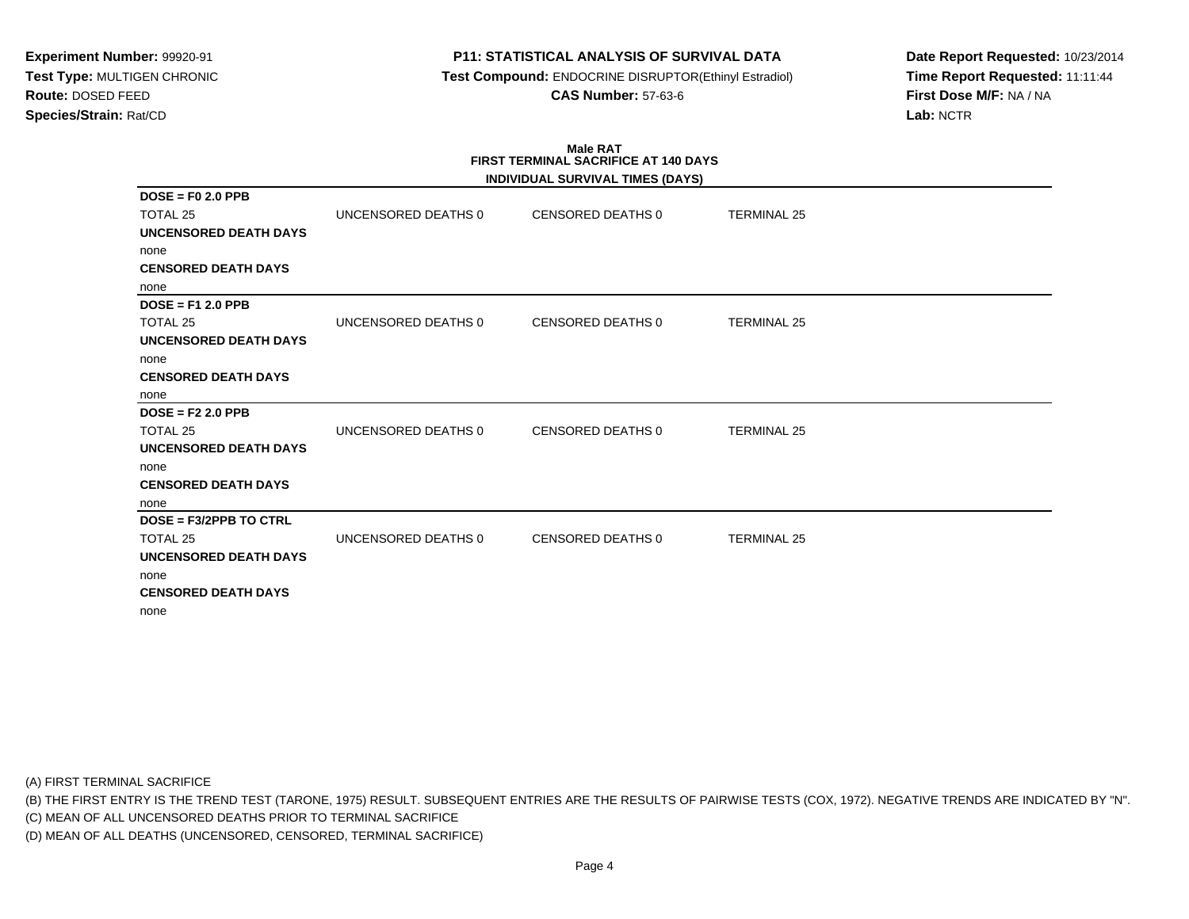**Experiment Number:** 99920-91
**Test Type:** MULTIGEN CHRONIC
**Route:** DOSED FEED
**Species/Strain:** Rat/CD

**P11: STATISTICAL ANALYSIS OF SURVIVAL DATA**
**Test Compound:** ENDOCRINE DISRUPTOR(Ethinyl Estradiol)
**CAS Number:** 57-63-6

**Date Report Requested:** 10/23/2014
**Time Report Requested:** 11:11:44
**First Dose M/F:** NA / NA
**Lab:** NCTR

**Male RAT**
**FIRST TERMINAL SACRIFICE AT 140 DAYS**
**INDIVIDUAL SURVIVAL TIMES (DAYS)**

**DOSE = F0 2.0 PPB**

TOTAL 25 | UNCENSORED DEATHS 0 | CENSORED DEATHS 0 | TERMINAL 25

**UNCENSORED DEATH DAYS**

none

**CENSORED DEATH DAYS**

none

**DOSE = F1 2.0 PPB**

TOTAL 25 | UNCENSORED DEATHS 0 | CENSORED DEATHS 0 | TERMINAL 25

**UNCENSORED DEATH DAYS**

none

**CENSORED DEATH DAYS**

none

**DOSE = F2 2.0 PPB**

TOTAL 25 | UNCENSORED DEATHS 0 | CENSORED DEATHS 0 | TERMINAL 25

**UNCENSORED DEATH DAYS**

none

**CENSORED DEATH DAYS**

none

**DOSE = F3/2PPB TO CTRL**

TOTAL 25 | UNCENSORED DEATHS 0 | CENSORED DEATHS 0 | TERMINAL 25

**UNCENSORED DEATH DAYS**

none

**CENSORED DEATH DAYS**

none

(A) FIRST TERMINAL SACRIFICE
(B) THE FIRST ENTRY IS THE TREND TEST (TARONE, 1975) RESULT. SUBSEQUENT ENTRIES ARE THE RESULTS OF PAIRWISE TESTS (COX, 1972). NEGATIVE TRENDS ARE INDICATED BY "N".
(C) MEAN OF ALL UNCENSORED DEATHS PRIOR TO TERMINAL SACRIFICE
(D) MEAN OF ALL DEATHS (UNCENSORED, CENSORED, TERMINAL SACRIFICE)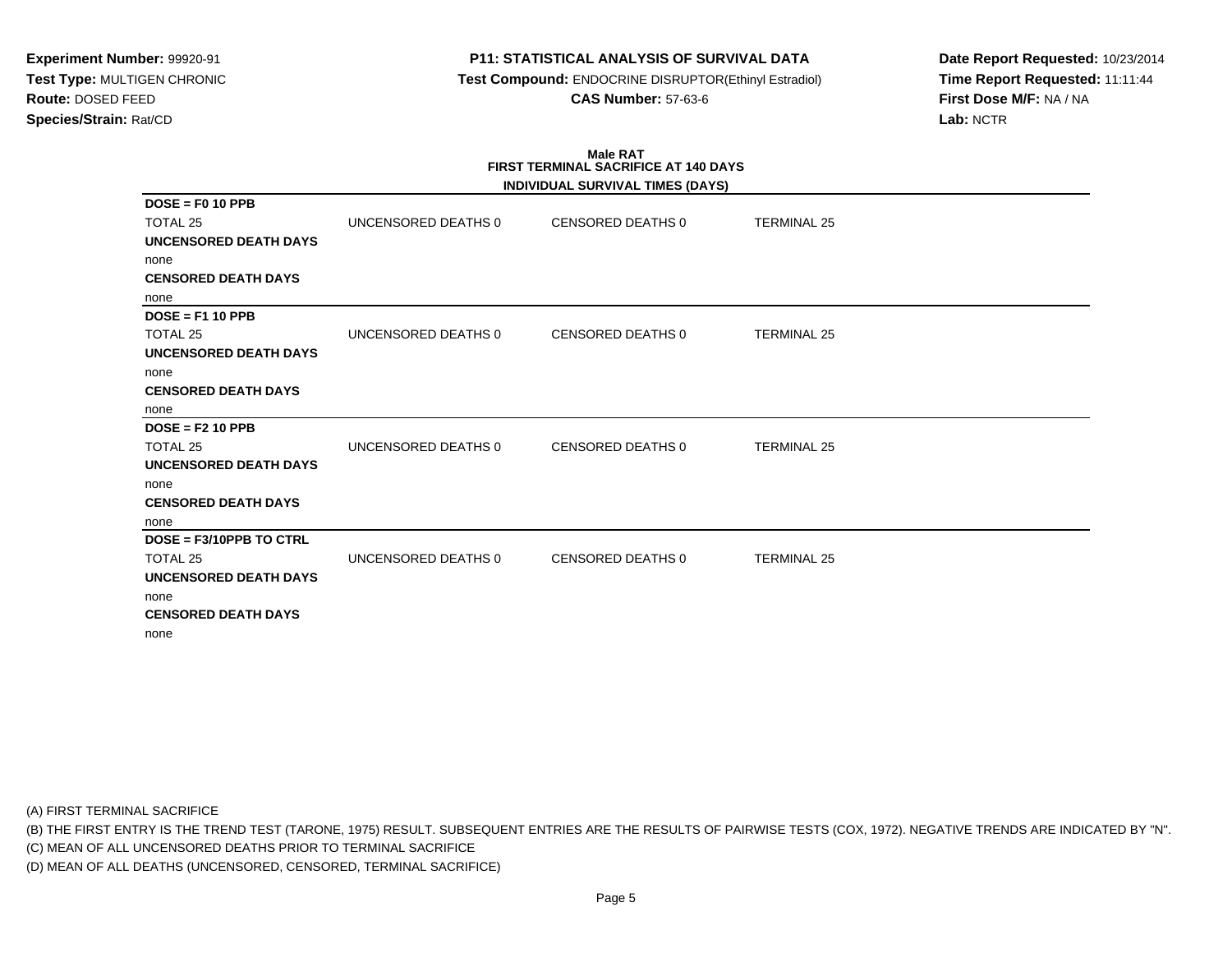**Experiment Number:** 99920-91
**Test Type:** MULTIGEN CHRONIC
**Route:** DOSED FEED
**Species/Strain:** Rat/CD

**P11: STATISTICAL ANALYSIS OF SURVIVAL DATA**
**Test Compound:** ENDOCRINE DISRUPTOR(Ethinyl Estradiol)
**CAS Number:** 57-63-6

**Date Report Requested:** 10/23/2014
**Time Report Requested:** 11:11:44
**First Dose M/F:** NA / NA
**Lab:** NCTR

**Male RAT**
**FIRST TERMINAL SACRIFICE AT 140 DAYS**
**INDIVIDUAL SURVIVAL TIMES (DAYS)**

**DOSE = F0 10 PPB**

| TOTAL 25 | UNCENSORED DEATHS 0 | CENSORED DEATHS 0 | TERMINAL 25 |
|---|---|---|---|

**UNCENSORED DEATH DAYS**

none

**CENSORED DEATH DAYS**

none

**DOSE = F1 10 PPB**

| TOTAL 25 | UNCENSORED DEATHS 0 | CENSORED DEATHS 0 | TERMINAL 25 |
|---|---|---|---|

**UNCENSORED DEATH DAYS**

none

**CENSORED DEATH DAYS**

none

**DOSE = F2 10 PPB**

| TOTAL 25 | UNCENSORED DEATHS 0 | CENSORED DEATHS 0 | TERMINAL 25 |
|---|---|---|---|

**UNCENSORED DEATH DAYS**

none

**CENSORED DEATH DAYS**

none

**DOSE = F3/10PPB TO CTRL**

| TOTAL 25 | UNCENSORED DEATHS 0 | CENSORED DEATHS 0 | TERMINAL 25 |
|---|---|---|---|

**UNCENSORED DEATH DAYS**

none

**CENSORED DEATH DAYS**

none

(A) FIRST TERMINAL SACRIFICE
(B) THE FIRST ENTRY IS THE TREND TEST (TARONE, 1975) RESULT. SUBSEQUENT ENTRIES ARE THE RESULTS OF PAIRWISE TESTS (COX, 1972). NEGATIVE TRENDS ARE INDICATED BY "N".
(C) MEAN OF ALL UNCENSORED DEATHS PRIOR TO TERMINAL SACRIFICE
(D) MEAN OF ALL DEATHS (UNCENSORED, CENSORED, TERMINAL SACRIFICE)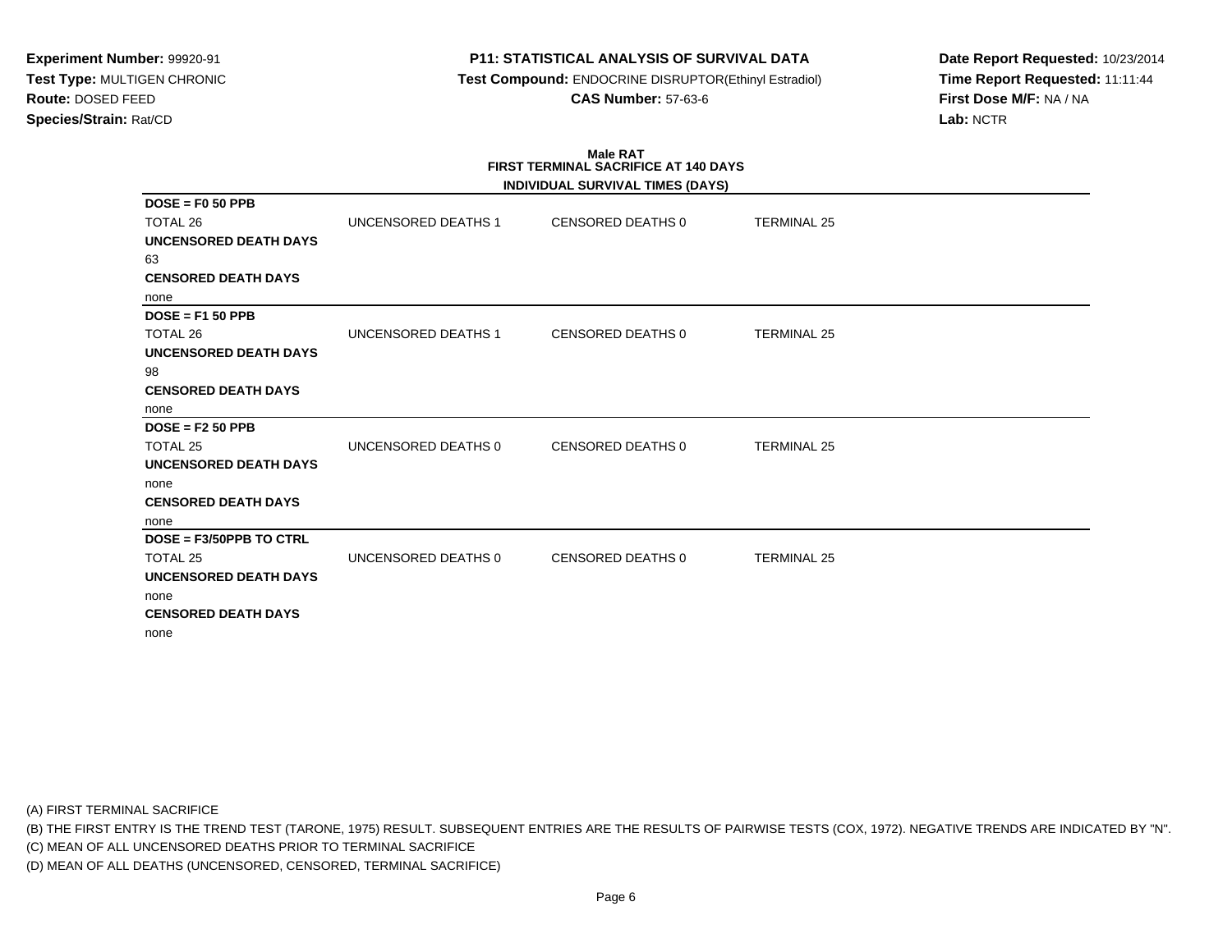**Experiment Number:** 99920-91
**Test Type:** MULTIGEN CHRONIC
**Route:** DOSED FEED
**Species/Strain:** Rat/CD

**P11: STATISTICAL ANALYSIS OF SURVIVAL DATA**
**Test Compound:** ENDOCRINE DISRUPTOR(Ethinyl Estradiol)
**CAS Number:** 57-63-6

**Date Report Requested:** 10/23/2014
**Time Report Requested:** 11:11:44
**First Dose M/F:** NA / NA
**Lab:** NCTR

**Male RAT**
**FIRST TERMINAL SACRIFICE AT 140 DAYS**
**INDIVIDUAL SURVIVAL TIMES (DAYS)**

**DOSE = F0 50 PPB**

TOTAL 26 | UNCENSORED DEATHS 1 | CENSORED DEATHS 0 | TERMINAL 25

**UNCENSORED DEATH DAYS**

63

**CENSORED DEATH DAYS**

none

**DOSE = F1 50 PPB**

TOTAL 26 | UNCENSORED DEATHS 1 | CENSORED DEATHS 0 | TERMINAL 25

**UNCENSORED DEATH DAYS**

98

**CENSORED DEATH DAYS**

none

**DOSE = F2 50 PPB**

TOTAL 25 | UNCENSORED DEATHS 0 | CENSORED DEATHS 0 | TERMINAL 25

**UNCENSORED DEATH DAYS**

none

**CENSORED DEATH DAYS**

none

**DOSE = F3/50PPB TO CTRL**

TOTAL 25 | UNCENSORED DEATHS 0 | CENSORED DEATHS 0 | TERMINAL 25

**UNCENSORED DEATH DAYS**

none

**CENSORED DEATH DAYS**

none

(A) FIRST TERMINAL SACRIFICE
(B) THE FIRST ENTRY IS THE TREND TEST (TARONE, 1975) RESULT. SUBSEQUENT ENTRIES ARE THE RESULTS OF PAIRWISE TESTS (COX, 1972). NEGATIVE TRENDS ARE INDICATED BY "N".
(C) MEAN OF ALL UNCENSORED DEATHS PRIOR TO TERMINAL SACRIFICE
(D) MEAN OF ALL DEATHS (UNCENSORED, CENSORED, TERMINAL SACRIFICE)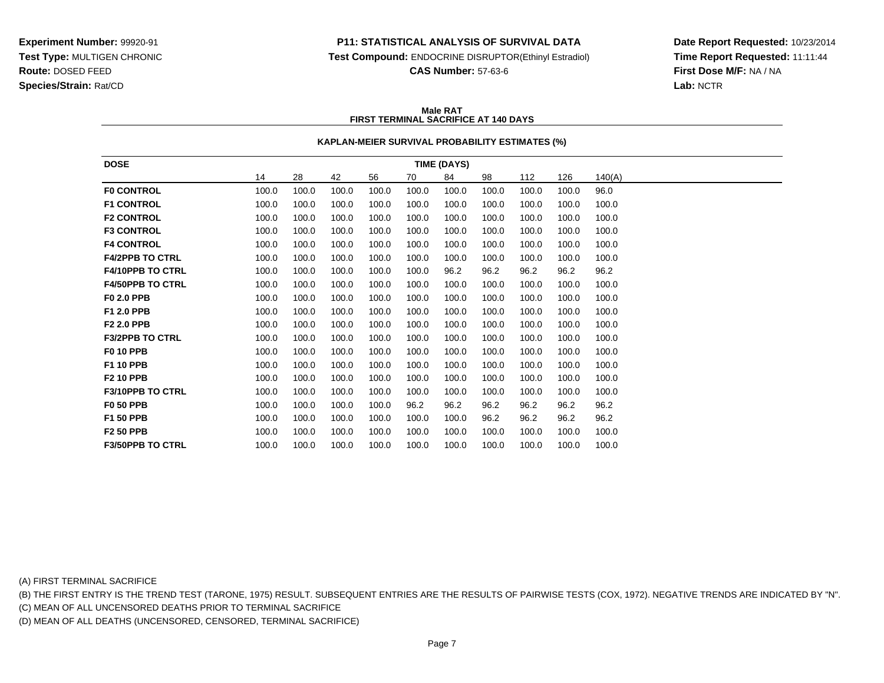**Experiment Number:** 99920-91
**Test Type:** MULTIGEN CHRONIC
**Route:** DOSED FEED
**Species/Strain:** Rat/CD

**P11: STATISTICAL ANALYSIS OF SURVIVAL DATA**
**Test Compound:** ENDOCRINE DISRUPTOR(Ethinyl Estradiol)
**CAS Number:** 57-63-6

**Date Report Requested:** 10/23/2014
**Time Report Requested:** 11:11:44
**First Dose M/F:** NA / NA
**Lab:** NCTR

## Male RAT
## FIRST TERMINAL SACRIFICE AT 140 DAYS

### KAPLAN-MEIER SURVIVAL PROBABILITY ESTIMATES (%)

| DOSE | TIME (DAYS) | | | | | | | | | |
|---|---|---|---|---|---|---|---|---|---|---|
| | 14 | 28 | 42 | 56 | 70 | 84 | 98 | 112 | 126 | 140(A) |
| **F0 CONTROL** | 100.0 | 100.0 | 100.0 | 100.0 | 100.0 | 100.0 | 100.0 | 100.0 | 100.0 | 96.0 |
| **F1 CONTROL** | 100.0 | 100.0 | 100.0 | 100.0 | 100.0 | 100.0 | 100.0 | 100.0 | 100.0 | 100.0 |
| **F2 CONTROL** | 100.0 | 100.0 | 100.0 | 100.0 | 100.0 | 100.0 | 100.0 | 100.0 | 100.0 | 100.0 |
| **F3 CONTROL** | 100.0 | 100.0 | 100.0 | 100.0 | 100.0 | 100.0 | 100.0 | 100.0 | 100.0 | 100.0 |
| **F4 CONTROL** | 100.0 | 100.0 | 100.0 | 100.0 | 100.0 | 100.0 | 100.0 | 100.0 | 100.0 | 100.0 |
| **F4/2PPB TO CTRL** | 100.0 | 100.0 | 100.0 | 100.0 | 100.0 | 100.0 | 100.0 | 100.0 | 100.0 | 100.0 |
| **F4/10PPB TO CTRL** | 100.0 | 100.0 | 100.0 | 100.0 | 100.0 | 96.2 | 96.2 | 96.2 | 96.2 | 96.2 |
| **F4/50PPB TO CTRL** | 100.0 | 100.0 | 100.0 | 100.0 | 100.0 | 100.0 | 100.0 | 100.0 | 100.0 | 100.0 |
| **F0 2.0 PPB** | 100.0 | 100.0 | 100.0 | 100.0 | 100.0 | 100.0 | 100.0 | 100.0 | 100.0 | 100.0 |
| **F1 2.0 PPB** | 100.0 | 100.0 | 100.0 | 100.0 | 100.0 | 100.0 | 100.0 | 100.0 | 100.0 | 100.0 |
| **F2 2.0 PPB** | 100.0 | 100.0 | 100.0 | 100.0 | 100.0 | 100.0 | 100.0 | 100.0 | 100.0 | 100.0 |
| **F3/2PPB TO CTRL** | 100.0 | 100.0 | 100.0 | 100.0 | 100.0 | 100.0 | 100.0 | 100.0 | 100.0 | 100.0 |
| **F0 10 PPB** | 100.0 | 100.0 | 100.0 | 100.0 | 100.0 | 100.0 | 100.0 | 100.0 | 100.0 | 100.0 |
| **F1 10 PPB** | 100.0 | 100.0 | 100.0 | 100.0 | 100.0 | 100.0 | 100.0 | 100.0 | 100.0 | 100.0 |
| **F2 10 PPB** | 100.0 | 100.0 | 100.0 | 100.0 | 100.0 | 100.0 | 100.0 | 100.0 | 100.0 | 100.0 |
| **F3/10PPB TO CTRL** | 100.0 | 100.0 | 100.0 | 100.0 | 100.0 | 100.0 | 100.0 | 100.0 | 100.0 | 100.0 |
| **F0 50 PPB** | 100.0 | 100.0 | 100.0 | 100.0 | 96.2 | 96.2 | 96.2 | 96.2 | 96.2 | 96.2 |
| **F1 50 PPB** | 100.0 | 100.0 | 100.0 | 100.0 | 100.0 | 100.0 | 96.2 | 96.2 | 96.2 | 96.2 |
| **F2 50 PPB** | 100.0 | 100.0 | 100.0 | 100.0 | 100.0 | 100.0 | 100.0 | 100.0 | 100.0 | 100.0 |
| **F3/50PPB TO CTRL** | 100.0 | 100.0 | 100.0 | 100.0 | 100.0 | 100.0 | 100.0 | 100.0 | 100.0 | 100.0 |

(A) FIRST TERMINAL SACRIFICE
(B) THE FIRST ENTRY IS THE TREND TEST (TARONE, 1975) RESULT. SUBSEQUENT ENTRIES ARE THE RESULTS OF PAIRWISE TESTS (COX, 1972). NEGATIVE TRENDS ARE INDICATED BY "N".
(C) MEAN OF ALL UNCENSORED DEATHS PRIOR TO TERMINAL SACRIFICE
(D) MEAN OF ALL DEATHS (UNCENSORED, CENSORED, TERMINAL SACRIFICE)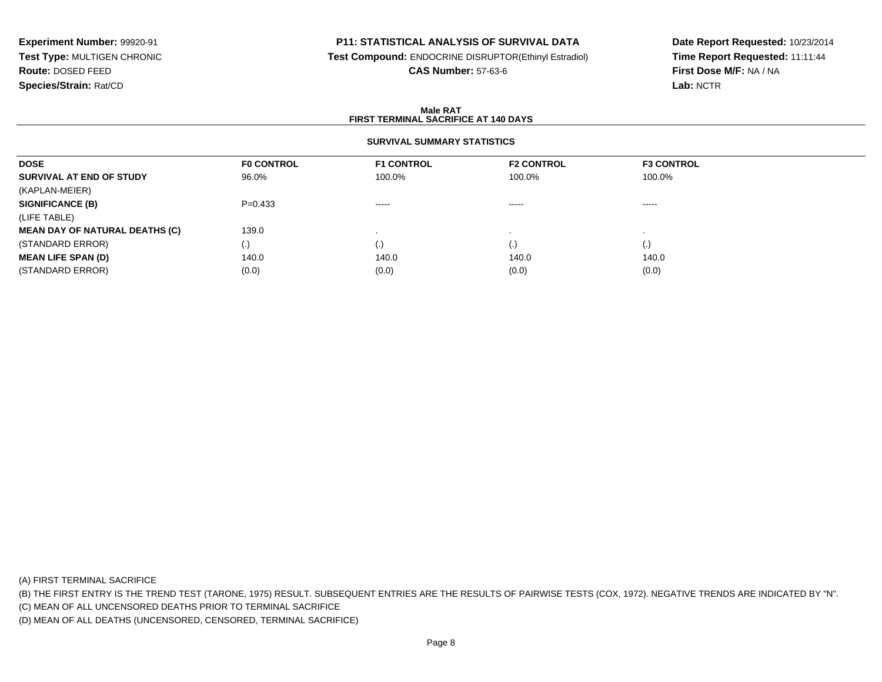**Experiment Number:** 99920-91
**Test Type:** MULTIGEN CHRONIC
**Route:** DOSED FEED
**Species/Strain:** Rat/CD

**P11: STATISTICAL ANALYSIS OF SURVIVAL DATA**
**Test Compound:** ENDOCRINE DISRUPTOR(Ethinyl Estradiol)
**CAS Number:** 57-63-6

**Date Report Requested:** 10/23/2014
**Time Report Requested:** 11:11:44
**First Dose M/F:** NA / NA
**Lab:** NCTR

**Male RAT**
**FIRST TERMINAL SACRIFICE AT 140 DAYS**

**SURVIVAL SUMMARY STATISTICS**

| DOSE | F0 CONTROL | F1 CONTROL | F2 CONTROL | F3 CONTROL |
|---|---|---|---|---|
| **SURVIVAL AT END OF STUDY** | 96.0% | 100.0% | 100.0% | 100.0% |
| (KAPLAN-MEIER) | | | | |
| **SIGNIFICANCE (B)** | P=0.433 | ----- | ----- | ----- |
| (LIFE TABLE) | | | | |
| **MEAN DAY OF NATURAL DEATHS (C)** | 139.0 | . | . | . |
| (STANDARD ERROR) | (.) | (.) | (.) | (.) |
| **MEAN LIFE SPAN (D)** | 140.0 | 140.0 | 140.0 | 140.0 |
| (STANDARD ERROR) | (0.0) | (0.0) | (0.0) | (0.0) |

(A) FIRST TERMINAL SACRIFICE
(B) THE FIRST ENTRY IS THE TREND TEST (TARONE, 1975) RESULT. SUBSEQUENT ENTRIES ARE THE RESULTS OF PAIRWISE TESTS (COX, 1972). NEGATIVE TRENDS ARE INDICATED BY "N".
(C) MEAN OF ALL UNCENSORED DEATHS PRIOR TO TERMINAL SACRIFICE
(D) MEAN OF ALL DEATHS (UNCENSORED, CENSORED, TERMINAL SACRIFICE)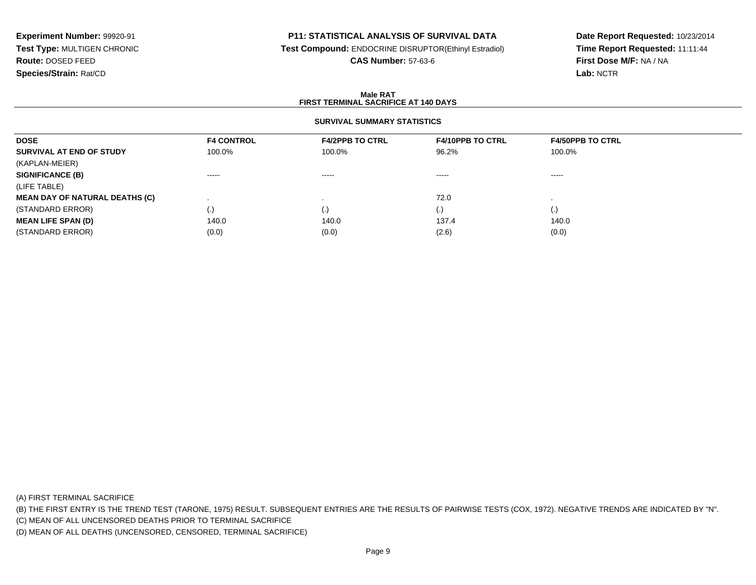**Experiment Number:** 99920-91
**Test Type:** MULTIGEN CHRONIC
**Route:** DOSED FEED
**Species/Strain:** Rat/CD

**P11: STATISTICAL ANALYSIS OF SURVIVAL DATA**
**Test Compound:** ENDOCRINE DISRUPTOR(Ethinyl Estradiol)
**CAS Number:** 57-63-6

**Date Report Requested:** 10/23/2014
**Time Report Requested:** 11:11:44
**First Dose M/F:** NA / NA
**Lab:** NCTR

**Male RAT**
**FIRST TERMINAL SACRIFICE AT 140 DAYS**

**SURVIVAL SUMMARY STATISTICS**

| DOSE | F4 CONTROL | F4/2PPB TO CTRL | F4/10PPB TO CTRL | F4/50PPB TO CTRL |
|---|---|---|---|---|
| **SURVIVAL AT END OF STUDY** | 100.0% | 100.0% | 96.2% | 100.0% |
| (KAPLAN-MEIER) | | | | |
| **SIGNIFICANCE (B)** | ----- | ----- | ----- | ----- |
| (LIFE TABLE) | | | | |
| **MEAN DAY OF NATURAL DEATHS (C)** | . | . | 72.0 | . |
| (STANDARD ERROR) | (.) | (.) | (.) | (.) |
| **MEAN LIFE SPAN (D)** | 140.0 | 140.0 | 137.4 | 140.0 |
| (STANDARD ERROR) | (0.0) | (0.0) | (2.6) | (0.0) |

(A) FIRST TERMINAL SACRIFICE
(B) THE FIRST ENTRY IS THE TREND TEST (TARONE, 1975) RESULT. SUBSEQUENT ENTRIES ARE THE RESULTS OF PAIRWISE TESTS (COX, 1972). NEGATIVE TRENDS ARE INDICATED BY "N".
(C) MEAN OF ALL UNCENSORED DEATHS PRIOR TO TERMINAL SACRIFICE
(D) MEAN OF ALL DEATHS (UNCENSORED, CENSORED, TERMINAL SACRIFICE)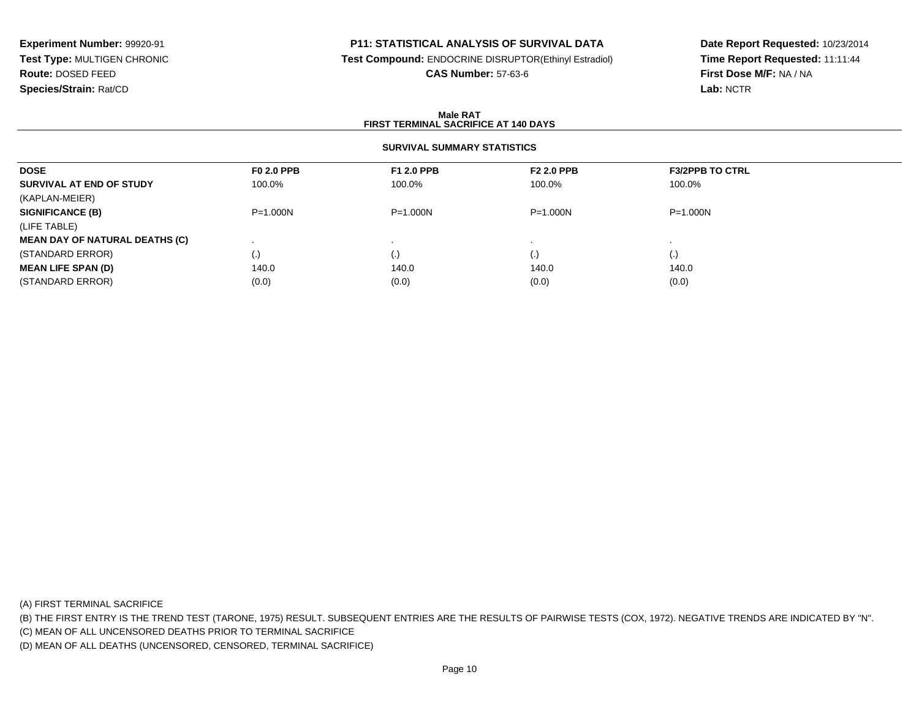**Experiment Number:** 99920-91
**Test Type:** MULTIGEN CHRONIC
**Route:** DOSED FEED
**Species/Strain:** Rat/CD

**P11: STATISTICAL ANALYSIS OF SURVIVAL DATA**
**Test Compound:** ENDOCRINE DISRUPTOR(Ethinyl Estradiol)
**CAS Number:** 57-63-6

**Date Report Requested:** 10/23/2014
**Time Report Requested:** 11:11:44
**First Dose M/F:** NA / NA
**Lab:** NCTR

**Male RAT**
**FIRST TERMINAL SACRIFICE AT 140 DAYS**

**SURVIVAL SUMMARY STATISTICS**

| DOSE | F0 2.0 PPB | F1 2.0 PPB | F2 2.0 PPB | F3/2PPB TO CTRL |
|---|---|---|---|---|
| **SURVIVAL AT END OF STUDY** | 100.0% | 100.0% | 100.0% | 100.0% |
| (KAPLAN-MEIER) | | | | |
| **SIGNIFICANCE (B)** | P=1.000N | P=1.000N | P=1.000N | P=1.000N |
| (LIFE TABLE) | | | | |
| **MEAN DAY OF NATURAL DEATHS (C)** | . | . | . | . |
| (STANDARD ERROR) | (.) | (.) | (.) | (.) |
| **MEAN LIFE SPAN (D)** | 140.0 | 140.0 | 140.0 | 140.0 |
| (STANDARD ERROR) | (0.0) | (0.0) | (0.0) | (0.0) |

(A) FIRST TERMINAL SACRIFICE
(B) THE FIRST ENTRY IS THE TREND TEST (TARONE, 1975) RESULT. SUBSEQUENT ENTRIES ARE THE RESULTS OF PAIRWISE TESTS (COX, 1972). NEGATIVE TRENDS ARE INDICATED BY "N".
(C) MEAN OF ALL UNCENSORED DEATHS PRIOR TO TERMINAL SACRIFICE
(D) MEAN OF ALL DEATHS (UNCENSORED, CENSORED, TERMINAL SACRIFICE)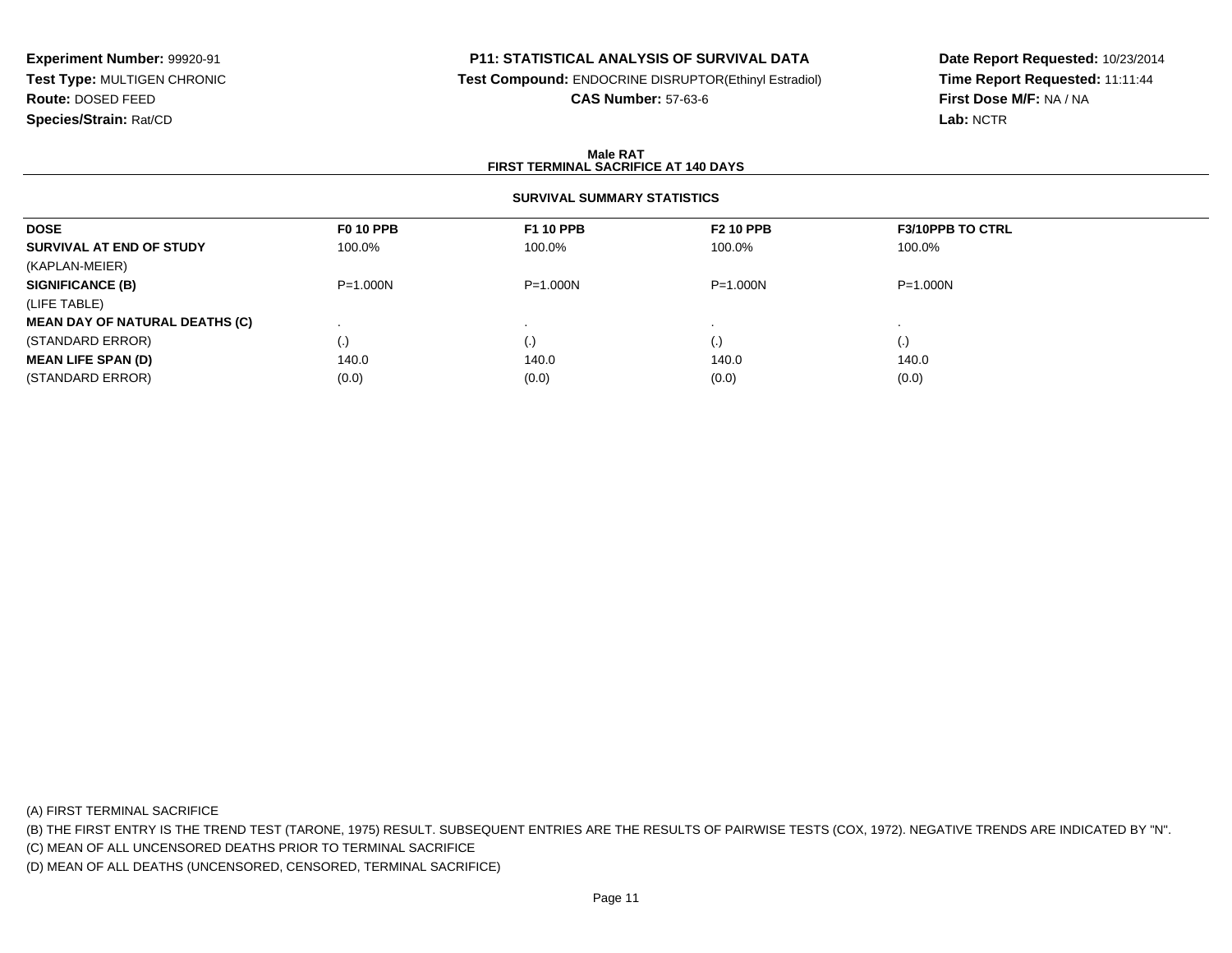**Experiment Number:** 99920-91
**Test Type:** MULTIGEN CHRONIC
**Route:** DOSED FEED
**Species/Strain:** Rat/CD

**P11: STATISTICAL ANALYSIS OF SURVIVAL DATA**
**Test Compound:** ENDOCRINE DISRUPTOR(Ethinyl Estradiol)
**CAS Number:** 57-63-6

**Date Report Requested:** 10/23/2014
**Time Report Requested:** 11:11:44
**First Dose M/F:** NA / NA
**Lab:** NCTR

## Male RAT
## FIRST TERMINAL SACRIFICE AT 140 DAYS

### SURVIVAL SUMMARY STATISTICS

| DOSE | F0 10 PPB | F1 10 PPB | F2 10 PPB | F3/10PPB TO CTRL |
|---|---|---|---|---|
| **SURVIVAL AT END OF STUDY** | 100.0% | 100.0% | 100.0% | 100.0% |
| (KAPLAN-MEIER) | | | | |
| **SIGNIFICANCE (B)** | P=1.000N | P=1.000N | P=1.000N | P=1.000N |
| (LIFE TABLE) | | | | |
| **MEAN DAY OF NATURAL DEATHS (C)** | . | . | . | . |
| (STANDARD ERROR) | (.) | (.) | (.) | (.) |
| **MEAN LIFE SPAN (D)** | 140.0 | 140.0 | 140.0 | 140.0 |
| (STANDARD ERROR) | (0.0) | (0.0) | (0.0) | (0.0) |

(A) FIRST TERMINAL SACRIFICE

(B) THE FIRST ENTRY IS THE TREND TEST (TARONE, 1975) RESULT. SUBSEQUENT ENTRIES ARE THE RESULTS OF PAIRWISE TESTS (COX, 1972). NEGATIVE TRENDS ARE INDICATED BY "N".

(C) MEAN OF ALL UNCENSORED DEATHS PRIOR TO TERMINAL SACRIFICE

(D) MEAN OF ALL DEATHS (UNCENSORED, CENSORED, TERMINAL SACRIFICE)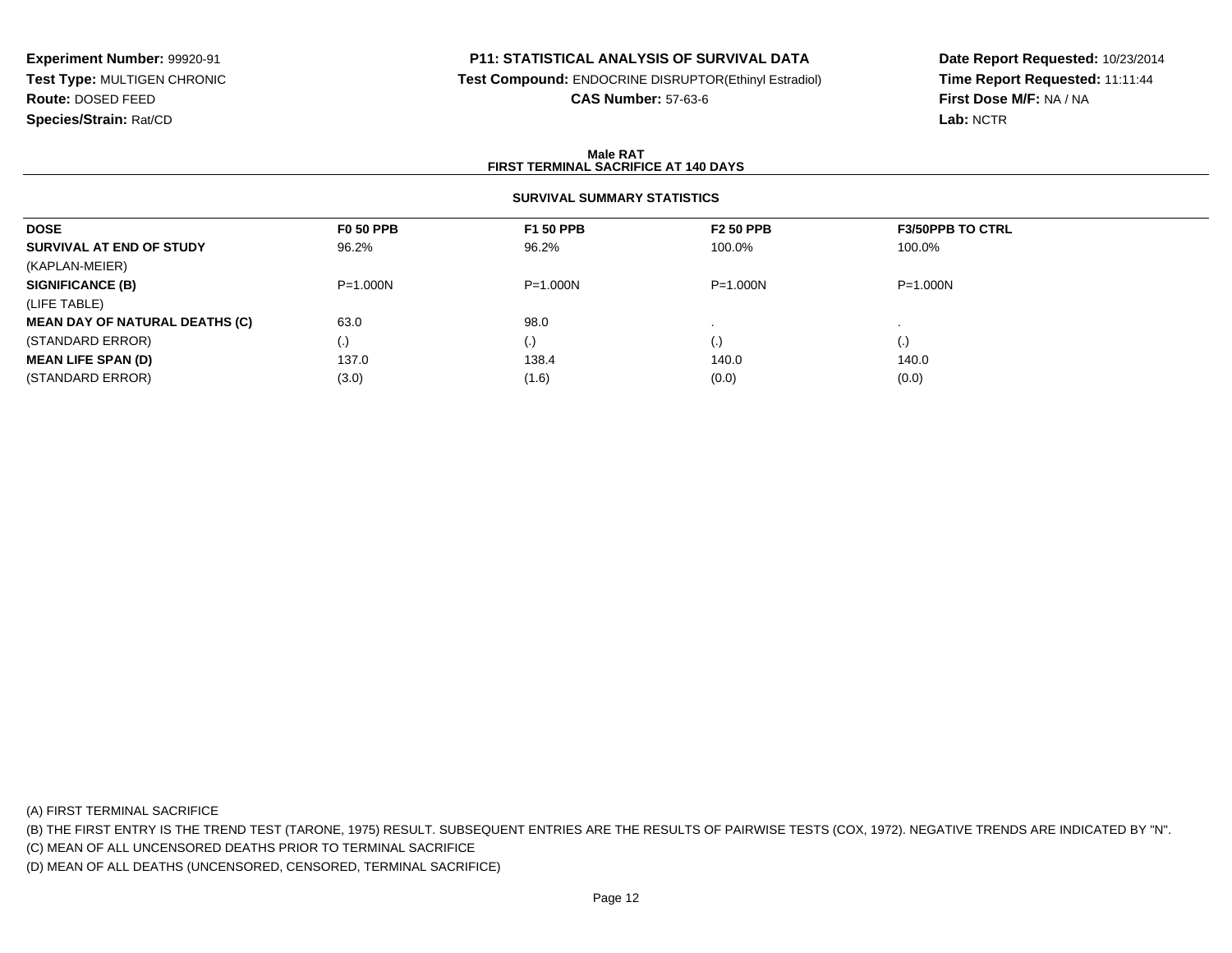**Experiment Number:** 99920-91
**Test Type:** MULTIGEN CHRONIC
**Route:** DOSED FEED
**Species/Strain:** Rat/CD

**P11: STATISTICAL ANALYSIS OF SURVIVAL DATA**
**Test Compound:** ENDOCRINE DISRUPTOR(Ethinyl Estradiol)
**CAS Number:** 57-63-6

**Date Report Requested:** 10/23/2014
**Time Report Requested:** 11:11:44
**First Dose M/F:** NA / NA
**Lab:** NCTR

**Male RAT**
**FIRST TERMINAL SACRIFICE AT 140 DAYS**

**SURVIVAL SUMMARY STATISTICS**

| DOSE | F0 50 PPB | F1 50 PPB | F2 50 PPB | F3/50PPB TO CTRL |
|---|---|---|---|---|
| **SURVIVAL AT END OF STUDY** | 96.2% | 96.2% | 100.0% | 100.0% |
| (KAPLAN-MEIER) | | | | |
| **SIGNIFICANCE (B)** | P=1.000N | P=1.000N | P=1.000N | P=1.000N |
| (LIFE TABLE) | | | | |
| **MEAN DAY OF NATURAL DEATHS (C)** | 63.0 | 98.0 | . | . |
| (STANDARD ERROR) | (.) | (.) | (.) | (.) |
| **MEAN LIFE SPAN (D)** | 137.0 | 138.4 | 140.0 | 140.0 |
| (STANDARD ERROR) | (3.0) | (1.6) | (0.0) | (0.0) |

(A) FIRST TERMINAL SACRIFICE
(B) THE FIRST ENTRY IS THE TREND TEST (TARONE, 1975) RESULT. SUBSEQUENT ENTRIES ARE THE RESULTS OF PAIRWISE TESTS (COX, 1972). NEGATIVE TRENDS ARE INDICATED BY "N".
(C) MEAN OF ALL UNCENSORED DEATHS PRIOR TO TERMINAL SACRIFICE
(D) MEAN OF ALL DEATHS (UNCENSORED, CENSORED, TERMINAL SACRIFICE)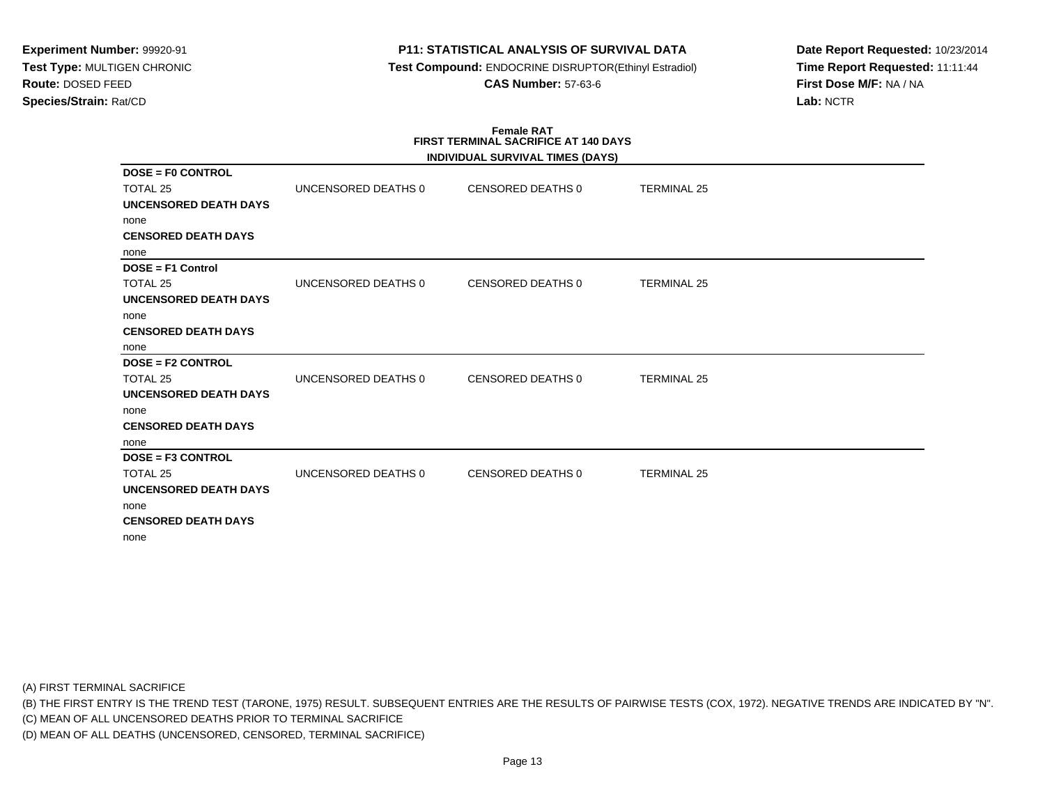**Experiment Number:** 99920-91
**Test Type:** MULTIGEN CHRONIC
**Route:** DOSED FEED
**Species/Strain:** Rat/CD

**P11: STATISTICAL ANALYSIS OF SURVIVAL DATA**
**Test Compound:** ENDOCRINE DISRUPTOR(Ethinyl Estradiol)
**CAS Number:** 57-63-6

**Date Report Requested:** 10/23/2014
**Time Report Requested:** 11:11:44
**First Dose M/F:** NA / NA
**Lab:** NCTR

**Female RAT**
**FIRST TERMINAL SACRIFICE AT 140 DAYS**
**INDIVIDUAL SURVIVAL TIMES (DAYS)**

**DOSE = F0 CONTROL**

TOTAL 25 | UNCENSORED DEATHS 0 | CENSORED DEATHS 0 | TERMINAL 25

**UNCENSORED DEATH DAYS**

none

**CENSORED DEATH DAYS**

none

**DOSE = F1 Control**

TOTAL 25 | UNCENSORED DEATHS 0 | CENSORED DEATHS 0 | TERMINAL 25

**UNCENSORED DEATH DAYS**

none

**CENSORED DEATH DAYS**

none

**DOSE = F2 CONTROL**

TOTAL 25 | UNCENSORED DEATHS 0 | CENSORED DEATHS 0 | TERMINAL 25

**UNCENSORED DEATH DAYS**

none

**CENSORED DEATH DAYS**

none

**DOSE = F3 CONTROL**

TOTAL 25 | UNCENSORED DEATHS 0 | CENSORED DEATHS 0 | TERMINAL 25

**UNCENSORED DEATH DAYS**

none

**CENSORED DEATH DAYS**

none

(A) FIRST TERMINAL SACRIFICE
(B) THE FIRST ENTRY IS THE TREND TEST (TARONE, 1975) RESULT. SUBSEQUENT ENTRIES ARE THE RESULTS OF PAIRWISE TESTS (COX, 1972). NEGATIVE TRENDS ARE INDICATED BY "N".
(C) MEAN OF ALL UNCENSORED DEATHS PRIOR TO TERMINAL SACRIFICE
(D) MEAN OF ALL DEATHS (UNCENSORED, CENSORED, TERMINAL SACRIFICE)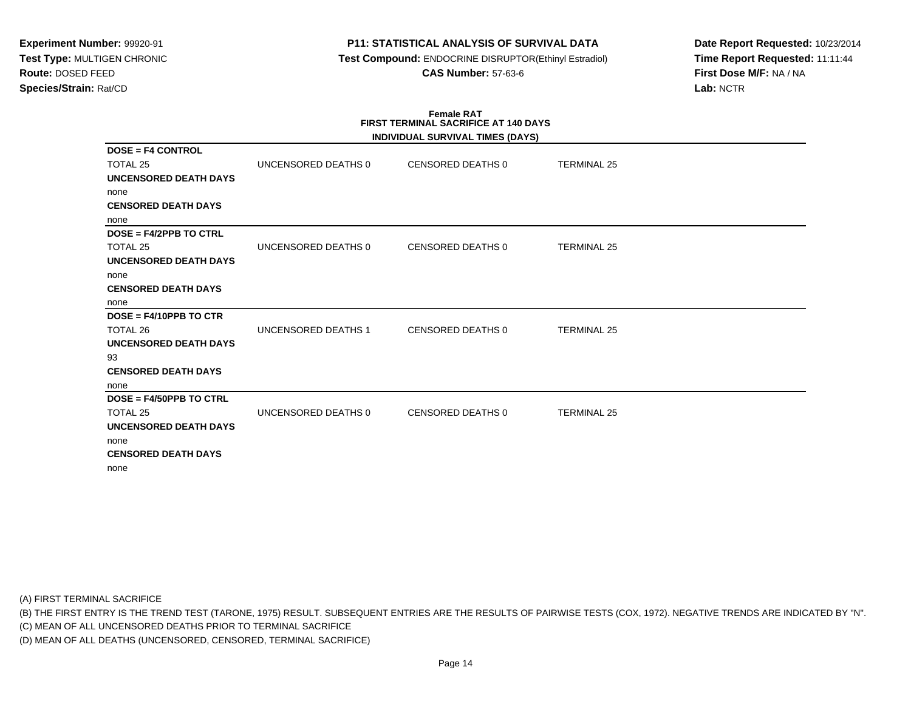**Experiment Number:** 99920-91
**Test Type:** MULTIGEN CHRONIC
**Route:** DOSED FEED
**Species/Strain:** Rat/CD

**P11: STATISTICAL ANALYSIS OF SURVIVAL DATA**
**Test Compound:** ENDOCRINE DISRUPTOR(Ethinyl Estradiol)
**CAS Number:** 57-63-6

**Date Report Requested:** 10/23/2014
**Time Report Requested:** 11:11:44
**First Dose M/F:** NA / NA
**Lab:** NCTR

## Female RAT
## FIRST TERMINAL SACRIFICE AT 140 DAYS

### INDIVIDUAL SURVIVAL TIMES (DAYS)

**DOSE = F4 CONTROL**

| TOTAL 25 | UNCENSORED DEATHS 0 | CENSORED DEATHS 0 | TERMINAL 25 |
|---|---|---|---|

**UNCENSORED DEATH DAYS**
none
**CENSORED DEATH DAYS**
none

**DOSE = F4/2PPB TO CTRL**

| TOTAL 25 | UNCENSORED DEATHS 0 | CENSORED DEATHS 0 | TERMINAL 25 |
|---|---|---|---|

**UNCENSORED DEATH DAYS**
none
**CENSORED DEATH DAYS**
none

**DOSE = F4/10PPB TO CTR**

| TOTAL 26 | UNCENSORED DEATHS 1 | CENSORED DEATHS 0 | TERMINAL 25 |
|---|---|---|---|

**UNCENSORED DEATH DAYS**
93
**CENSORED DEATH DAYS**
none

**DOSE = F4/50PPB TO CTRL**

| TOTAL 25 | UNCENSORED DEATHS 0 | CENSORED DEATHS 0 | TERMINAL 25 |
|---|---|---|---|

**UNCENSORED DEATH DAYS**
none
**CENSORED DEATH DAYS**
none

(A) FIRST TERMINAL SACRIFICE
(B) THE FIRST ENTRY IS THE TREND TEST (TARONE, 1975) RESULT. SUBSEQUENT ENTRIES ARE THE RESULTS OF PAIRWISE TESTS (COX, 1972). NEGATIVE TRENDS ARE INDICATED BY "N".
(C) MEAN OF ALL UNCENSORED DEATHS PRIOR TO TERMINAL SACRIFICE
(D) MEAN OF ALL DEATHS (UNCENSORED, CENSORED, TERMINAL SACRIFICE)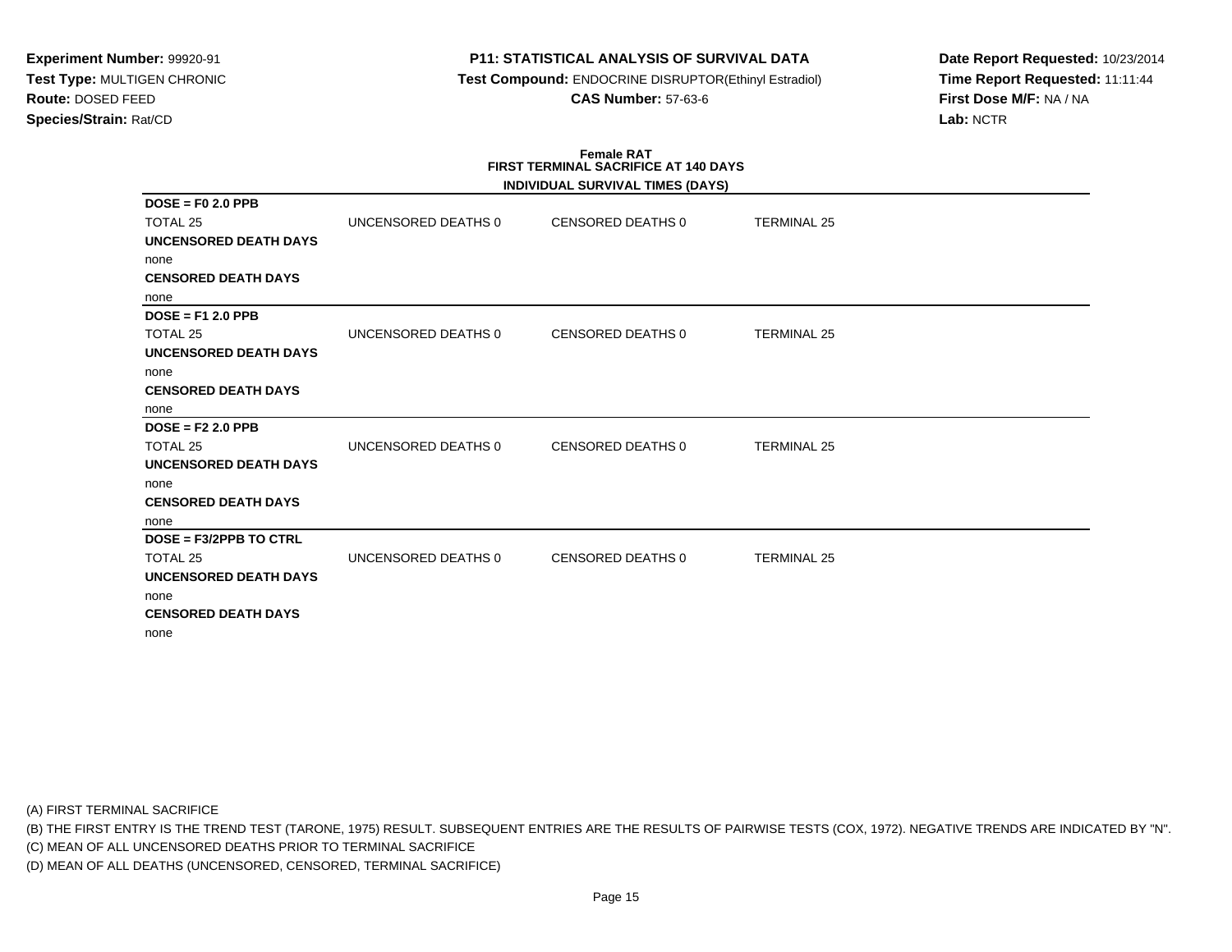**Experiment Number:** 99920-91
**Test Type:** MULTIGEN CHRONIC
**Route:** DOSED FEED
**Species/Strain:** Rat/CD

**P11: STATISTICAL ANALYSIS OF SURVIVAL DATA**
**Test Compound:** ENDOCRINE DISRUPTOR(Ethinyl Estradiol)
**CAS Number:** 57-63-6

**Date Report Requested:** 10/23/2014
**Time Report Requested:** 11:11:44
**First Dose M/F:** NA / NA
**Lab:** NCTR

**Female RAT**
**FIRST TERMINAL SACRIFICE AT 140 DAYS**
**INDIVIDUAL SURVIVAL TIMES (DAYS)**

**DOSE = F0 2.0 PPB**

| TOTAL 25 | UNCENSORED DEATHS 0 | CENSORED DEATHS 0 | TERMINAL 25 |
|---|---|---|---|

**UNCENSORED DEATH DAYS**
none
**CENSORED DEATH DAYS**
none

**DOSE = F1 2.0 PPB**

| TOTAL 25 | UNCENSORED DEATHS 0 | CENSORED DEATHS 0 | TERMINAL 25 |
|---|---|---|---|

**UNCENSORED DEATH DAYS**
none
**CENSORED DEATH DAYS**
none

**DOSE = F2 2.0 PPB**

| TOTAL 25 | UNCENSORED DEATHS 0 | CENSORED DEATHS 0 | TERMINAL 25 |
|---|---|---|---|

**UNCENSORED DEATH DAYS**
none
**CENSORED DEATH DAYS**
none

**DOSE = F3/2PPB TO CTRL**

| TOTAL 25 | UNCENSORED DEATHS 0 | CENSORED DEATHS 0 | TERMINAL 25 |
|---|---|---|---|

**UNCENSORED DEATH DAYS**
none
**CENSORED DEATH DAYS**
none

(A) FIRST TERMINAL SACRIFICE
(B) THE FIRST ENTRY IS THE TREND TEST (TARONE, 1975) RESULT. SUBSEQUENT ENTRIES ARE THE RESULTS OF PAIRWISE TESTS (COX, 1972). NEGATIVE TRENDS ARE INDICATED BY "N".
(C) MEAN OF ALL UNCENSORED DEATHS PRIOR TO TERMINAL SACRIFICE
(D) MEAN OF ALL DEATHS (UNCENSORED, CENSORED, TERMINAL SACRIFICE)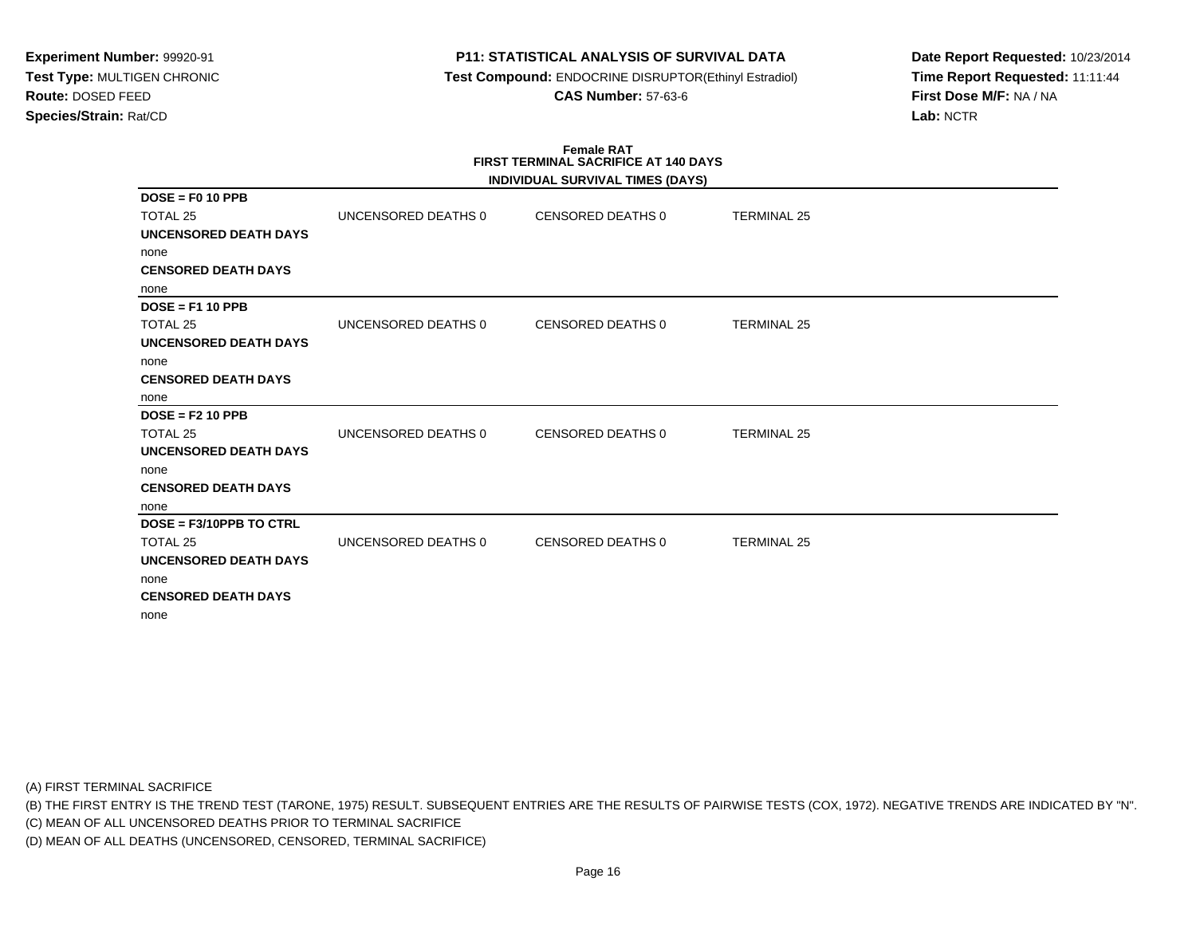**Experiment Number:** 99920-91
**Test Type:** MULTIGEN CHRONIC
**Route:** DOSED FEED
**Species/Strain:** Rat/CD

**P11: STATISTICAL ANALYSIS OF SURVIVAL DATA**
**Test Compound:** ENDOCRINE DISRUPTOR(Ethinyl Estradiol)
**CAS Number:** 57-63-6

**Date Report Requested:** 10/23/2014
**Time Report Requested:** 11:11:44
**First Dose M/F:** NA / NA
**Lab:** NCTR

**Female RAT**
**FIRST TERMINAL SACRIFICE AT 140 DAYS**
**INDIVIDUAL SURVIVAL TIMES (DAYS)**

**DOSE = F0 10 PPB**

| TOTAL 25 | UNCENSORED DEATHS 0 | CENSORED DEATHS 0 | TERMINAL 25 |
|---|---|---|---|

**UNCENSORED DEATH DAYS**
none
**CENSORED DEATH DAYS**
none

**DOSE = F1 10 PPB**

| TOTAL 25 | UNCENSORED DEATHS 0 | CENSORED DEATHS 0 | TERMINAL 25 |
|---|---|---|---|

**UNCENSORED DEATH DAYS**
none
**CENSORED DEATH DAYS**
none

**DOSE = F2 10 PPB**

| TOTAL 25 | UNCENSORED DEATHS 0 | CENSORED DEATHS 0 | TERMINAL 25 |
|---|---|---|---|

**UNCENSORED DEATH DAYS**
none
**CENSORED DEATH DAYS**
none

**DOSE = F3/10PPB TO CTRL**

| TOTAL 25 | UNCENSORED DEATHS 0 | CENSORED DEATHS 0 | TERMINAL 25 |
|---|---|---|---|

**UNCENSORED DEATH DAYS**
none
**CENSORED DEATH DAYS**
none

(A) FIRST TERMINAL SACRIFICE
(B) THE FIRST ENTRY IS THE TREND TEST (TARONE, 1975) RESULT. SUBSEQUENT ENTRIES ARE THE RESULTS OF PAIRWISE TESTS (COX, 1972). NEGATIVE TRENDS ARE INDICATED BY "N".
(C) MEAN OF ALL UNCENSORED DEATHS PRIOR TO TERMINAL SACRIFICE
(D) MEAN OF ALL DEATHS (UNCENSORED, CENSORED, TERMINAL SACRIFICE)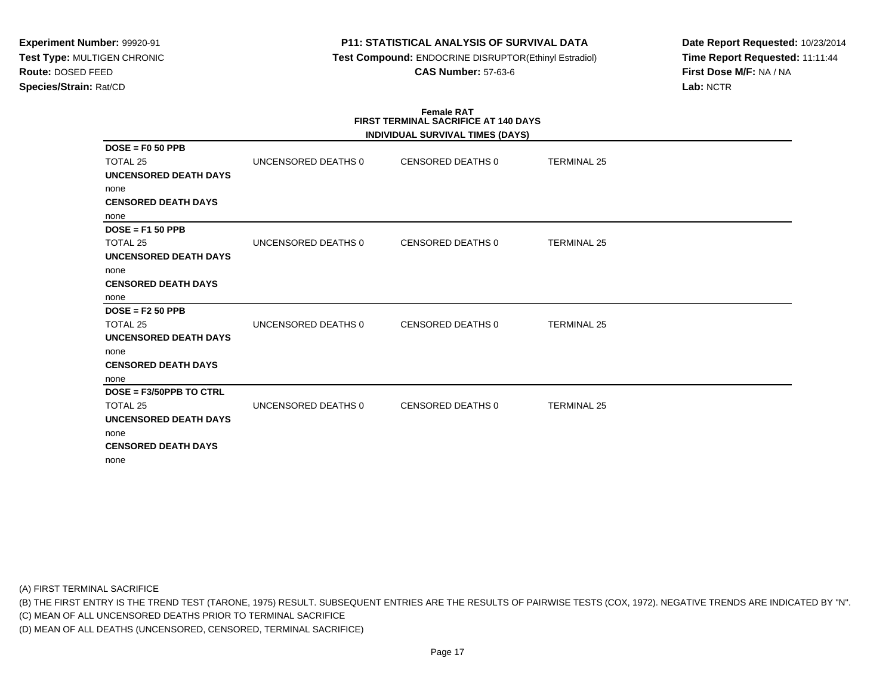**Experiment Number:** 99920-91
**Test Type:** MULTIGEN CHRONIC
**Route:** DOSED FEED
**Species/Strain:** Rat/CD

**P11: STATISTICAL ANALYSIS OF SURVIVAL DATA**
**Test Compound:** ENDOCRINE DISRUPTOR(Ethinyl Estradiol)
**CAS Number:** 57-63-6

**Date Report Requested:** 10/23/2014
**Time Report Requested:** 11:11:44
**First Dose M/F:** NA / NA
**Lab:** NCTR

**Female RAT**
**FIRST TERMINAL SACRIFICE AT 140 DAYS**
**INDIVIDUAL SURVIVAL TIMES (DAYS)**

**DOSE = F0 50 PPB**

TOTAL 25 | UNCENSORED DEATHS 0 | CENSORED DEATHS 0 | TERMINAL 25

**UNCENSORED DEATH DAYS**

none

**CENSORED DEATH DAYS**

none

**DOSE = F1 50 PPB**

TOTAL 25 | UNCENSORED DEATHS 0 | CENSORED DEATHS 0 | TERMINAL 25

**UNCENSORED DEATH DAYS**

none

**CENSORED DEATH DAYS**

none

**DOSE = F2 50 PPB**

TOTAL 25 | UNCENSORED DEATHS 0 | CENSORED DEATHS 0 | TERMINAL 25

**UNCENSORED DEATH DAYS**

none

**CENSORED DEATH DAYS**

none

**DOSE = F3/50PPB TO CTRL**

TOTAL 25 | UNCENSORED DEATHS 0 | CENSORED DEATHS 0 | TERMINAL 25

**UNCENSORED DEATH DAYS**

none

**CENSORED DEATH DAYS**

none

(A) FIRST TERMINAL SACRIFICE
(B) THE FIRST ENTRY IS THE TREND TEST (TARONE, 1975) RESULT. SUBSEQUENT ENTRIES ARE THE RESULTS OF PAIRWISE TESTS (COX, 1972). NEGATIVE TRENDS ARE INDICATED BY "N".
(C) MEAN OF ALL UNCENSORED DEATHS PRIOR TO TERMINAL SACRIFICE
(D) MEAN OF ALL DEATHS (UNCENSORED, CENSORED, TERMINAL SACRIFICE)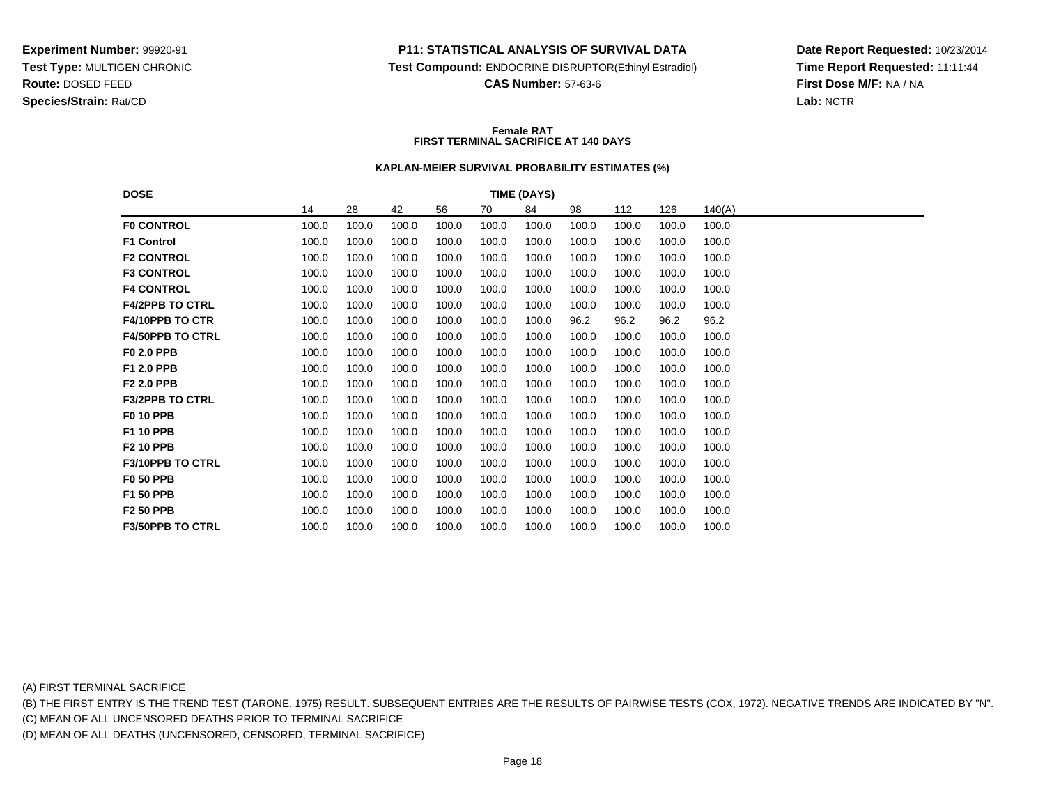**Experiment Number:** 99920-91
**Test Type:** MULTIGEN CHRONIC
**Route:** DOSED FEED
**Species/Strain:** Rat/CD

**P11: STATISTICAL ANALYSIS OF SURVIVAL DATA**
**Test Compound:** ENDOCRINE DISRUPTOR(Ethinyl Estradiol)
**CAS Number:** 57-63-6

**Date Report Requested:** 10/23/2014
**Time Report Requested:** 11:11:44
**First Dose M/F:** NA / NA
**Lab:** NCTR

**Female RAT**
**FIRST TERMINAL SACRIFICE AT 140 DAYS**

**KAPLAN-MEIER SURVIVAL PROBABILITY ESTIMATES (%)**

| DOSE | TIME (DAYS) | | | | | | | | | |
|---|---|---|---|---|---|---|---|---|---|---|
| | 14 | 28 | 42 | 56 | 70 | 84 | 98 | 112 | 126 | 140(A) |
| **F0 CONTROL** | 100.0 | 100.0 | 100.0 | 100.0 | 100.0 | 100.0 | 100.0 | 100.0 | 100.0 | 100.0 |
| **F1 Control** | 100.0 | 100.0 | 100.0 | 100.0 | 100.0 | 100.0 | 100.0 | 100.0 | 100.0 | 100.0 |
| **F2 CONTROL** | 100.0 | 100.0 | 100.0 | 100.0 | 100.0 | 100.0 | 100.0 | 100.0 | 100.0 | 100.0 |
| **F3 CONTROL** | 100.0 | 100.0 | 100.0 | 100.0 | 100.0 | 100.0 | 100.0 | 100.0 | 100.0 | 100.0 |
| **F4 CONTROL** | 100.0 | 100.0 | 100.0 | 100.0 | 100.0 | 100.0 | 100.0 | 100.0 | 100.0 | 100.0 |
| **F4/2PPB TO CTRL** | 100.0 | 100.0 | 100.0 | 100.0 | 100.0 | 100.0 | 100.0 | 100.0 | 100.0 | 100.0 |
| **F4/10PPB TO CTR** | 100.0 | 100.0 | 100.0 | 100.0 | 100.0 | 100.0 | 96.2 | 96.2 | 96.2 | 96.2 |
| **F4/50PPB TO CTRL** | 100.0 | 100.0 | 100.0 | 100.0 | 100.0 | 100.0 | 100.0 | 100.0 | 100.0 | 100.0 |
| **F0 2.0 PPB** | 100.0 | 100.0 | 100.0 | 100.0 | 100.0 | 100.0 | 100.0 | 100.0 | 100.0 | 100.0 |
| **F1 2.0 PPB** | 100.0 | 100.0 | 100.0 | 100.0 | 100.0 | 100.0 | 100.0 | 100.0 | 100.0 | 100.0 |
| **F2 2.0 PPB** | 100.0 | 100.0 | 100.0 | 100.0 | 100.0 | 100.0 | 100.0 | 100.0 | 100.0 | 100.0 |
| **F3/2PPB TO CTRL** | 100.0 | 100.0 | 100.0 | 100.0 | 100.0 | 100.0 | 100.0 | 100.0 | 100.0 | 100.0 |
| **F0 10 PPB** | 100.0 | 100.0 | 100.0 | 100.0 | 100.0 | 100.0 | 100.0 | 100.0 | 100.0 | 100.0 |
| **F1 10 PPB** | 100.0 | 100.0 | 100.0 | 100.0 | 100.0 | 100.0 | 100.0 | 100.0 | 100.0 | 100.0 |
| **F2 10 PPB** | 100.0 | 100.0 | 100.0 | 100.0 | 100.0 | 100.0 | 100.0 | 100.0 | 100.0 | 100.0 |
| **F3/10PPB TO CTRL** | 100.0 | 100.0 | 100.0 | 100.0 | 100.0 | 100.0 | 100.0 | 100.0 | 100.0 | 100.0 |
| **F0 50 PPB** | 100.0 | 100.0 | 100.0 | 100.0 | 100.0 | 100.0 | 100.0 | 100.0 | 100.0 | 100.0 |
| **F1 50 PPB** | 100.0 | 100.0 | 100.0 | 100.0 | 100.0 | 100.0 | 100.0 | 100.0 | 100.0 | 100.0 |
| **F2 50 PPB** | 100.0 | 100.0 | 100.0 | 100.0 | 100.0 | 100.0 | 100.0 | 100.0 | 100.0 | 100.0 |
| **F3/50PPB TO CTRL** | 100.0 | 100.0 | 100.0 | 100.0 | 100.0 | 100.0 | 100.0 | 100.0 | 100.0 | 100.0 |

(A) FIRST TERMINAL SACRIFICE
(B) THE FIRST ENTRY IS THE TREND TEST (TARONE, 1975) RESULT. SUBSEQUENT ENTRIES ARE THE RESULTS OF PAIRWISE TESTS (COX, 1972). NEGATIVE TRENDS ARE INDICATED BY "N".
(C) MEAN OF ALL UNCENSORED DEATHS PRIOR TO TERMINAL SACRIFICE
(D) MEAN OF ALL DEATHS (UNCENSORED, CENSORED, TERMINAL SACRIFICE)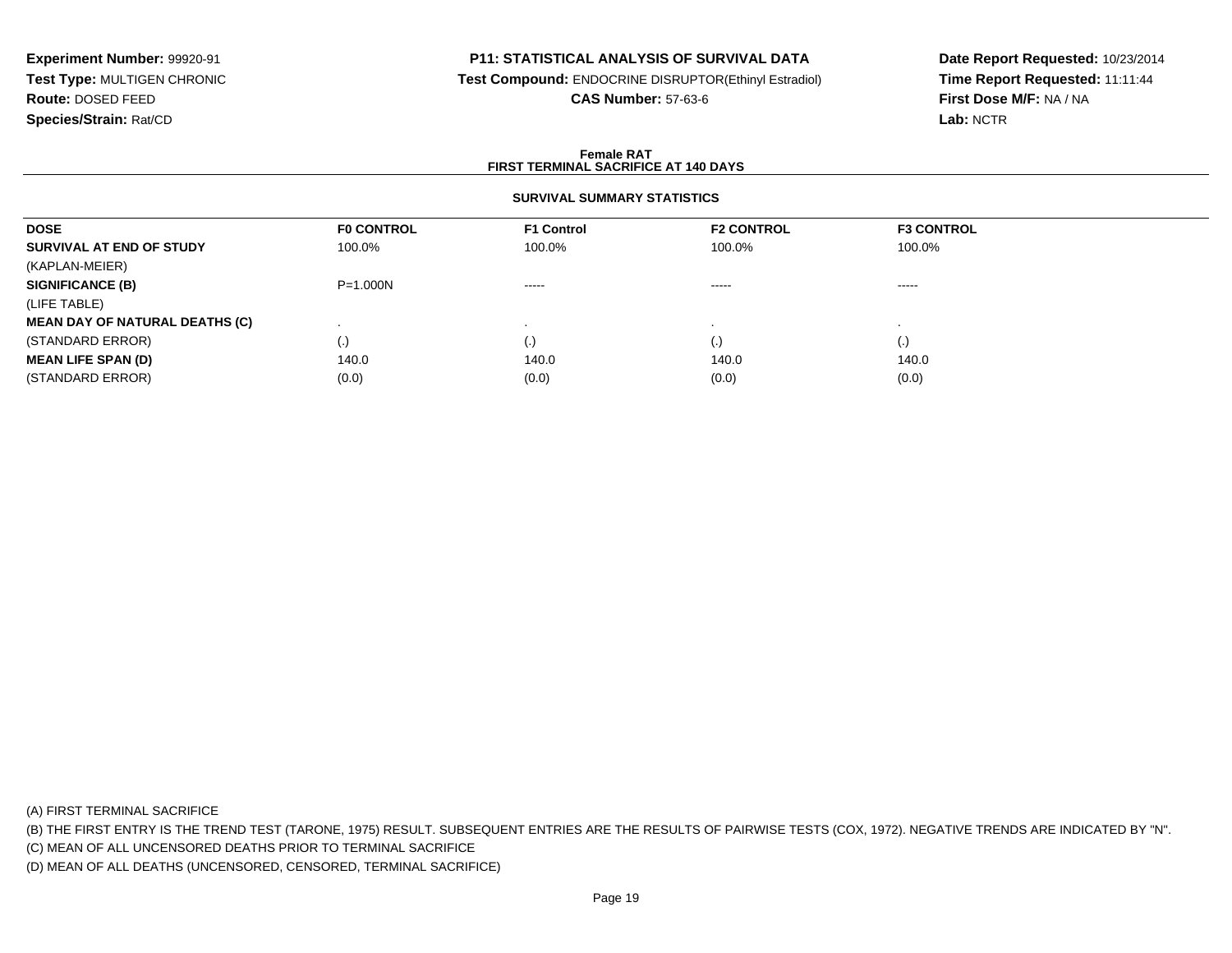**Experiment Number:** 99920-91
**Test Type:** MULTIGEN CHRONIC
**Route:** DOSED FEED
**Species/Strain:** Rat/CD

**P11: STATISTICAL ANALYSIS OF SURVIVAL DATA**
**Test Compound:** ENDOCRINE DISRUPTOR(Ethinyl Estradiol)
**CAS Number:** 57-63-6

**Date Report Requested:** 10/23/2014
**Time Report Requested:** 11:11:44
**First Dose M/F:** NA / NA
**Lab:** NCTR

**Female RAT**
**FIRST TERMINAL SACRIFICE AT 140 DAYS**

**SURVIVAL SUMMARY STATISTICS**

| DOSE | F0 CONTROL | F1 Control | F2 CONTROL | F3 CONTROL |
|---|---|---|---|---|
| **SURVIVAL AT END OF STUDY** | 100.0% | 100.0% | 100.0% | 100.0% |
| (KAPLAN-MEIER) | | | | |
| **SIGNIFICANCE (B)** | P=1.000N | ----- | ----- | ----- |
| (LIFE TABLE) | | | | |
| **MEAN DAY OF NATURAL DEATHS (C)** | . | . | . | . |
| (STANDARD ERROR) | (.) | (.) | (.) | (.) |
| **MEAN LIFE SPAN (D)** | 140.0 | 140.0 | 140.0 | 140.0 |
| (STANDARD ERROR) | (0.0) | (0.0) | (0.0) | (0.0) |

(A) FIRST TERMINAL SACRIFICE
(B) THE FIRST ENTRY IS THE TREND TEST (TARONE, 1975) RESULT. SUBSEQUENT ENTRIES ARE THE RESULTS OF PAIRWISE TESTS (COX, 1972). NEGATIVE TRENDS ARE INDICATED BY "N".
(C) MEAN OF ALL UNCENSORED DEATHS PRIOR TO TERMINAL SACRIFICE
(D) MEAN OF ALL DEATHS (UNCENSORED, CENSORED, TERMINAL SACRIFICE)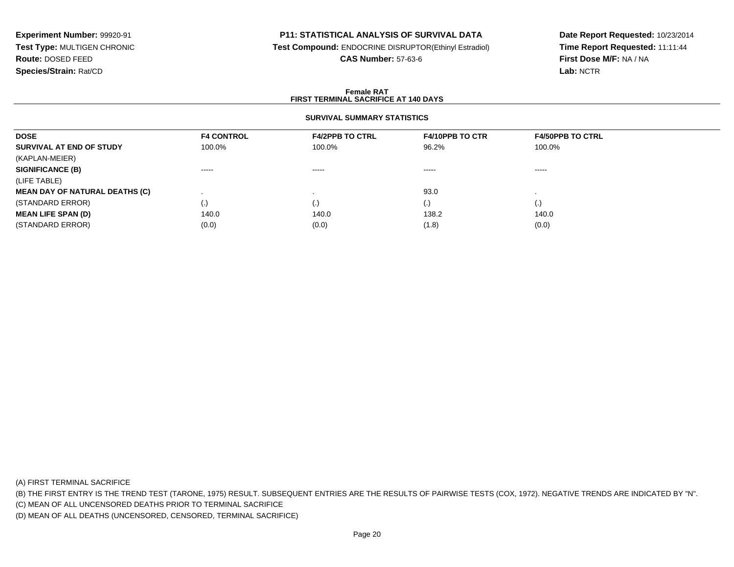**Experiment Number:** 99920-91
**Test Type:** MULTIGEN CHRONIC
**Route:** DOSED FEED
**Species/Strain:** Rat/CD

**P11: STATISTICAL ANALYSIS OF SURVIVAL DATA**
**Test Compound:** ENDOCRINE DISRUPTOR(Ethinyl Estradiol)
**CAS Number:** 57-63-6

**Date Report Requested:** 10/23/2014
**Time Report Requested:** 11:11:44
**First Dose M/F:** NA / NA
**Lab:** NCTR

**Female RAT**
**FIRST TERMINAL SACRIFICE AT 140 DAYS**

**SURVIVAL SUMMARY STATISTICS**

| DOSE | F4 CONTROL | F4/2PPB TO CTRL | F4/10PPB TO CTR | F4/50PPB TO CTRL |
|---|---|---|---|---|
| **SURVIVAL AT END OF STUDY** | 100.0% | 100.0% | 96.2% | 100.0% |
| (KAPLAN-MEIER) | | | | |
| **SIGNIFICANCE (B)** | ----- | ----- | ----- | ----- |
| (LIFE TABLE) | | | | |
| **MEAN DAY OF NATURAL DEATHS (C)** | . | . | 93.0 | . |
| (STANDARD ERROR) | (.) | (.) | (.) | (.) |
| **MEAN LIFE SPAN (D)** | 140.0 | 140.0 | 138.2 | 140.0 |
| (STANDARD ERROR) | (0.0) | (0.0) | (1.8) | (0.0) |

(A) FIRST TERMINAL SACRIFICE
(B) THE FIRST ENTRY IS THE TREND TEST (TARONE, 1975) RESULT. SUBSEQUENT ENTRIES ARE THE RESULTS OF PAIRWISE TESTS (COX, 1972). NEGATIVE TRENDS ARE INDICATED BY "N".
(C) MEAN OF ALL UNCENSORED DEATHS PRIOR TO TERMINAL SACRIFICE
(D) MEAN OF ALL DEATHS (UNCENSORED, CENSORED, TERMINAL SACRIFICE)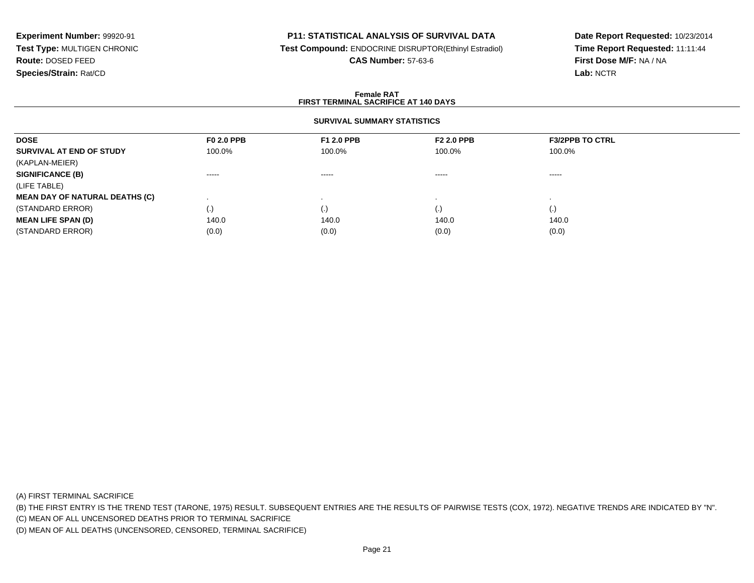**Experiment Number:** 99920-91
**Test Type:** MULTIGEN CHRONIC
**Route:** DOSED FEED
**Species/Strain:** Rat/CD

**P11: STATISTICAL ANALYSIS OF SURVIVAL DATA**
**Test Compound:** ENDOCRINE DISRUPTOR(Ethinyl Estradiol)
**CAS Number:** 57-63-6

**Date Report Requested:** 10/23/2014
**Time Report Requested:** 11:11:44
**First Dose M/F:** NA / NA
**Lab:** NCTR

**Female RAT**
**FIRST TERMINAL SACRIFICE AT 140 DAYS**

**SURVIVAL SUMMARY STATISTICS**

| DOSE | F0 2.0 PPB | F1 2.0 PPB | F2 2.0 PPB | F3/2PPB TO CTRL |
|---|---|---|---|---|
| **SURVIVAL AT END OF STUDY** | 100.0% | 100.0% | 100.0% | 100.0% |
| (KAPLAN-MEIER) | | | | |
| **SIGNIFICANCE (B)** | ----- | ----- | ----- | ----- |
| (LIFE TABLE) | | | | |
| **MEAN DAY OF NATURAL DEATHS (C)** | . | . | . | . |
| (STANDARD ERROR) | (.) | (.) | (.) | (.) |
| **MEAN LIFE SPAN (D)** | 140.0 | 140.0 | 140.0 | 140.0 |
| (STANDARD ERROR) | (0.0) | (0.0) | (0.0) | (0.0) |

(A) FIRST TERMINAL SACRIFICE
(B) THE FIRST ENTRY IS THE TREND TEST (TARONE, 1975) RESULT. SUBSEQUENT ENTRIES ARE THE RESULTS OF PAIRWISE TESTS (COX, 1972). NEGATIVE TRENDS ARE INDICATED BY "N".
(C) MEAN OF ALL UNCENSORED DEATHS PRIOR TO TERMINAL SACRIFICE
(D) MEAN OF ALL DEATHS (UNCENSORED, CENSORED, TERMINAL SACRIFICE)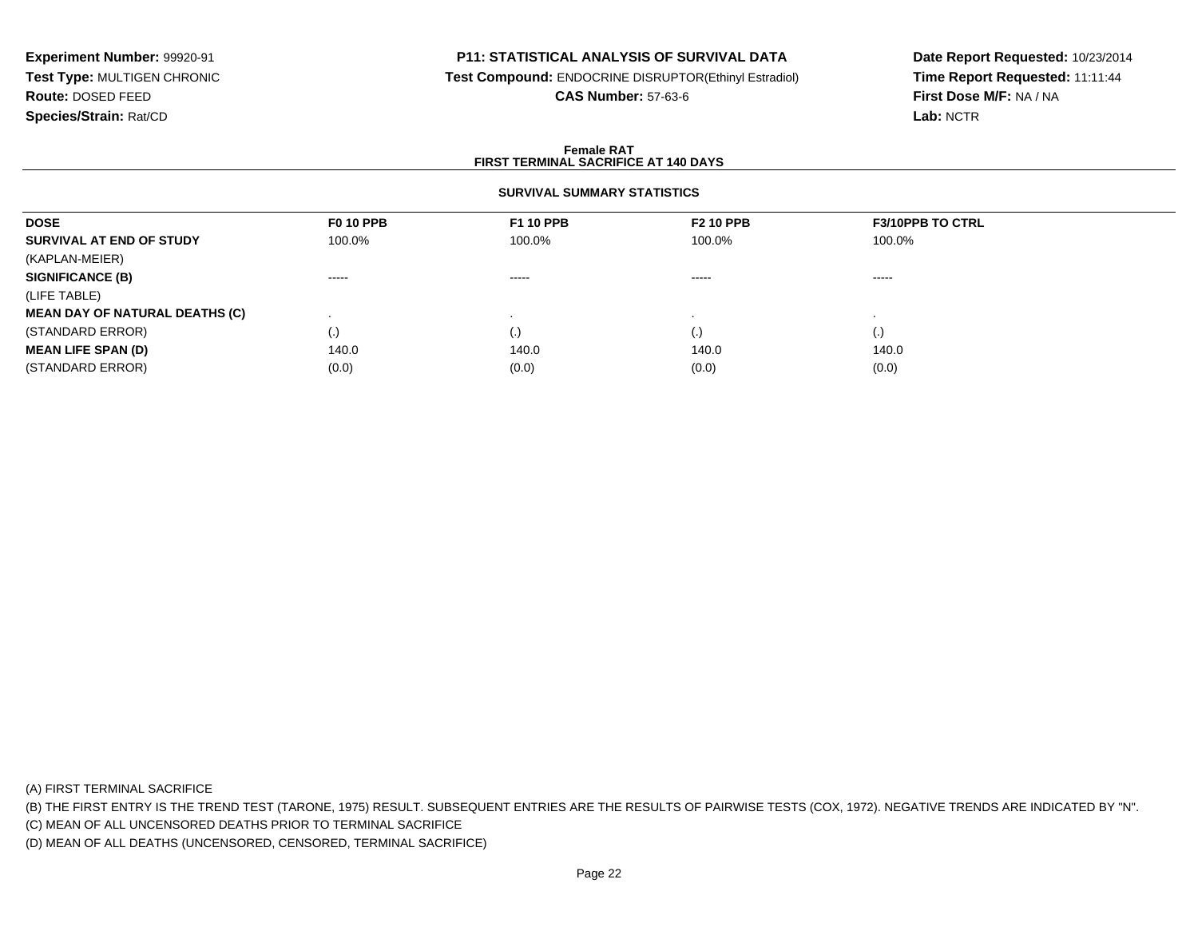**Experiment Number:** 99920-91
**Test Type:** MULTIGEN CHRONIC
**Route:** DOSED FEED
**Species/Strain:** Rat/CD

**P11: STATISTICAL ANALYSIS OF SURVIVAL DATA**
**Test Compound:** ENDOCRINE DISRUPTOR(Ethinyl Estradiol)
**CAS Number:** 57-63-6

**Date Report Requested:** 10/23/2014
**Time Report Requested:** 11:11:44
**First Dose M/F:** NA / NA
**Lab:** NCTR

**Female RAT**
**FIRST TERMINAL SACRIFICE AT 140 DAYS**

**SURVIVAL SUMMARY STATISTICS**

| DOSE | F0 10 PPB | F1 10 PPB | F2 10 PPB | F3/10PPB TO CTRL |
|---|---|---|---|---|
| **SURVIVAL AT END OF STUDY** | 100.0% | 100.0% | 100.0% | 100.0% |
| (KAPLAN-MEIER) | | | | |
| **SIGNIFICANCE (B)** | ----- | ----- | ----- | ----- |
| (LIFE TABLE) | | | | |
| **MEAN DAY OF NATURAL DEATHS (C)** | . | . | . | . |
| (STANDARD ERROR) | (.) | (.) | (.) | (.) |
| **MEAN LIFE SPAN (D)** | 140.0 | 140.0 | 140.0 | 140.0 |
| (STANDARD ERROR) | (0.0) | (0.0) | (0.0) | (0.0) |

(A) FIRST TERMINAL SACRIFICE
(B) THE FIRST ENTRY IS THE TREND TEST (TARONE, 1975) RESULT. SUBSEQUENT ENTRIES ARE THE RESULTS OF PAIRWISE TESTS (COX, 1972). NEGATIVE TRENDS ARE INDICATED BY "N".
(C) MEAN OF ALL UNCENSORED DEATHS PRIOR TO TERMINAL SACRIFICE
(D) MEAN OF ALL DEATHS (UNCENSORED, CENSORED, TERMINAL SACRIFICE)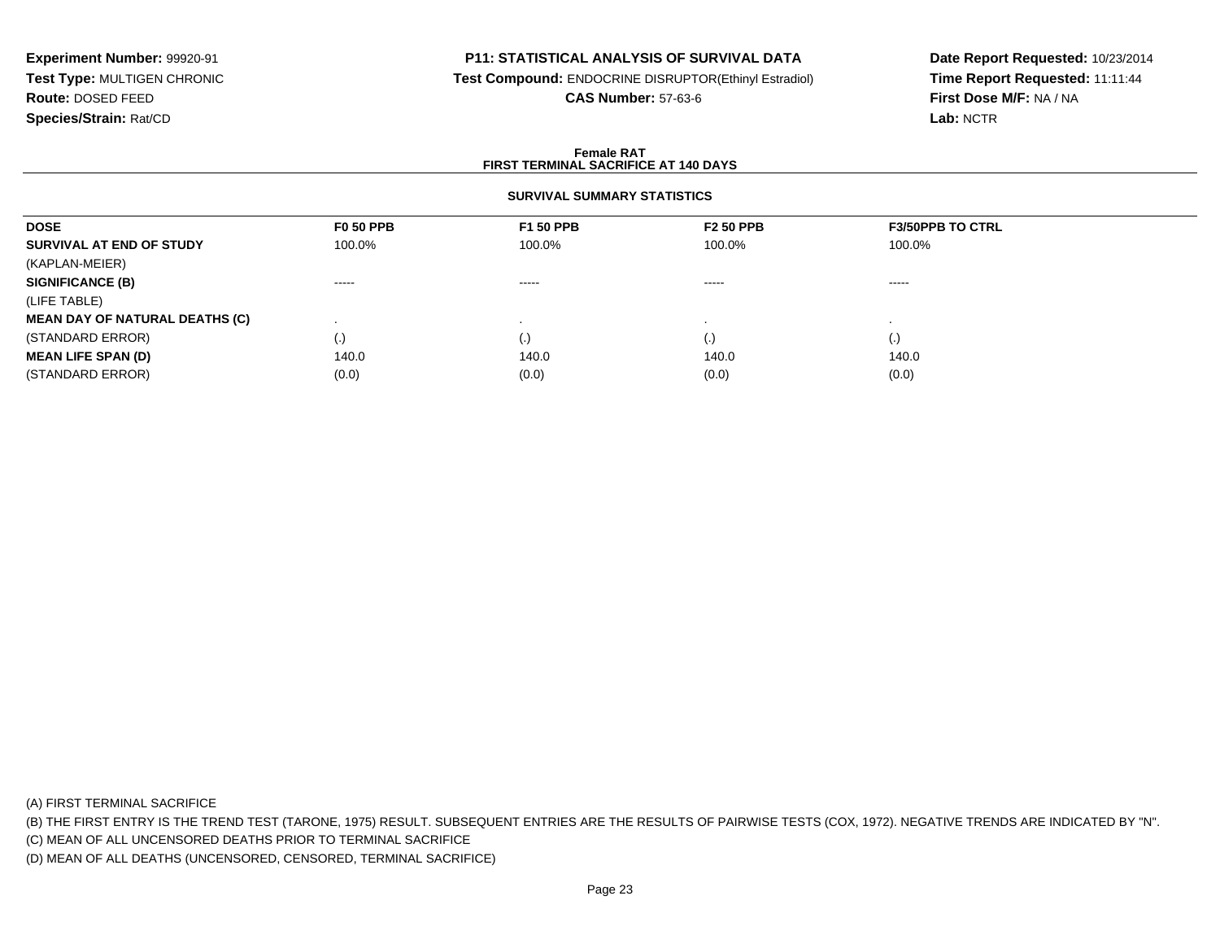**Experiment Number:** 99920-91
**Test Type:** MULTIGEN CHRONIC
**Route:** DOSED FEED
**Species/Strain:** Rat/CD

**P11: STATISTICAL ANALYSIS OF SURVIVAL DATA**
**Test Compound:** ENDOCRINE DISRUPTOR(Ethinyl Estradiol)
**CAS Number:** 57-63-6

**Date Report Requested:** 10/23/2014
**Time Report Requested:** 11:11:44
**First Dose M/F:** NA / NA
**Lab:** NCTR

**Female RAT**
**FIRST TERMINAL SACRIFICE AT 140 DAYS**

**SURVIVAL SUMMARY STATISTICS**

| DOSE | F0 50 PPB | F1 50 PPB | F2 50 PPB | F3/50PPB TO CTRL |
|---|---|---|---|---|
| **SURVIVAL AT END OF STUDY** | 100.0% | 100.0% | 100.0% | 100.0% |
| (KAPLAN-MEIER) | | | | |
| **SIGNIFICANCE (B)** | ----- | ----- | ----- | ----- |
| (LIFE TABLE) | | | | |
| **MEAN DAY OF NATURAL DEATHS (C)** | . | . | . | . |
| (STANDARD ERROR) | (.) | (.) | (.) | (.) |
| **MEAN LIFE SPAN (D)** | 140.0 | 140.0 | 140.0 | 140.0 |
| (STANDARD ERROR) | (0.0) | (0.0) | (0.0) | (0.0) |

(A) FIRST TERMINAL SACRIFICE
(B) THE FIRST ENTRY IS THE TREND TEST (TARONE, 1975) RESULT. SUBSEQUENT ENTRIES ARE THE RESULTS OF PAIRWISE TESTS (COX, 1972). NEGATIVE TRENDS ARE INDICATED BY "N".
(C) MEAN OF ALL UNCENSORED DEATHS PRIOR TO TERMINAL SACRIFICE
(D) MEAN OF ALL DEATHS (UNCENSORED, CENSORED, TERMINAL SACRIFICE)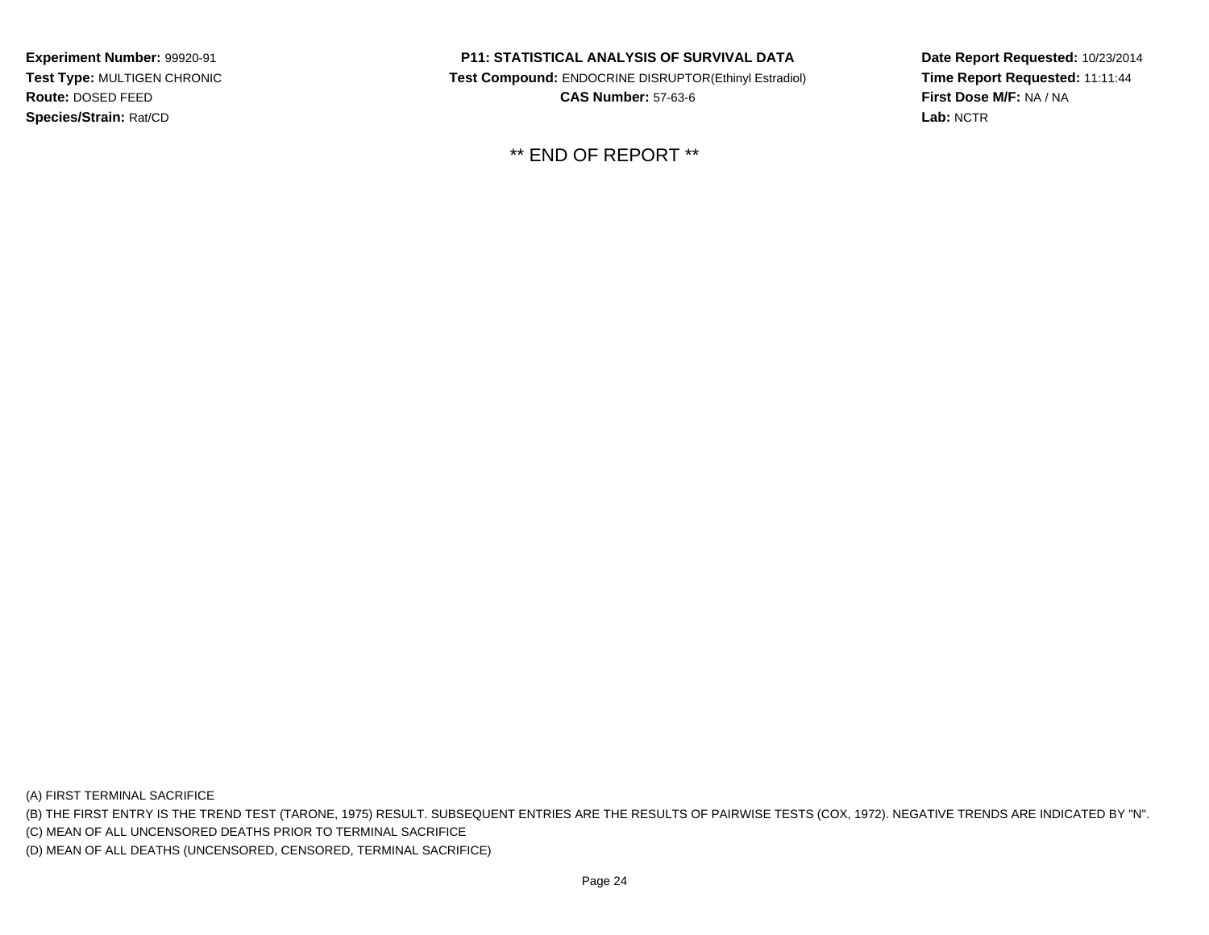**Experiment Number:** 99920-91
**Test Type:** MULTIGEN CHRONIC
**Route:** DOSED FEED
**Species/Strain:** Rat/CD

**P11: STATISTICAL ANALYSIS OF SURVIVAL DATA**
**Test Compound:** ENDOCRINE DISRUPTOR(Ethinyl Estradiol)
**CAS Number:** 57-63-6

**Date Report Requested:** 10/23/2014
**Time Report Requested:** 11:11:44
**First Dose M/F:** NA / NA
**Lab:** NCTR

** END OF REPORT **

(A) FIRST TERMINAL SACRIFICE
(B) THE FIRST ENTRY IS THE TREND TEST (TARONE, 1975) RESULT. SUBSEQUENT ENTRIES ARE THE RESULTS OF PAIRWISE TESTS (COX, 1972). NEGATIVE TRENDS ARE INDICATED BY "N".
(C) MEAN OF ALL UNCENSORED DEATHS PRIOR TO TERMINAL SACRIFICE
(D) MEAN OF ALL DEATHS (UNCENSORED, CENSORED, TERMINAL SACRIFICE)